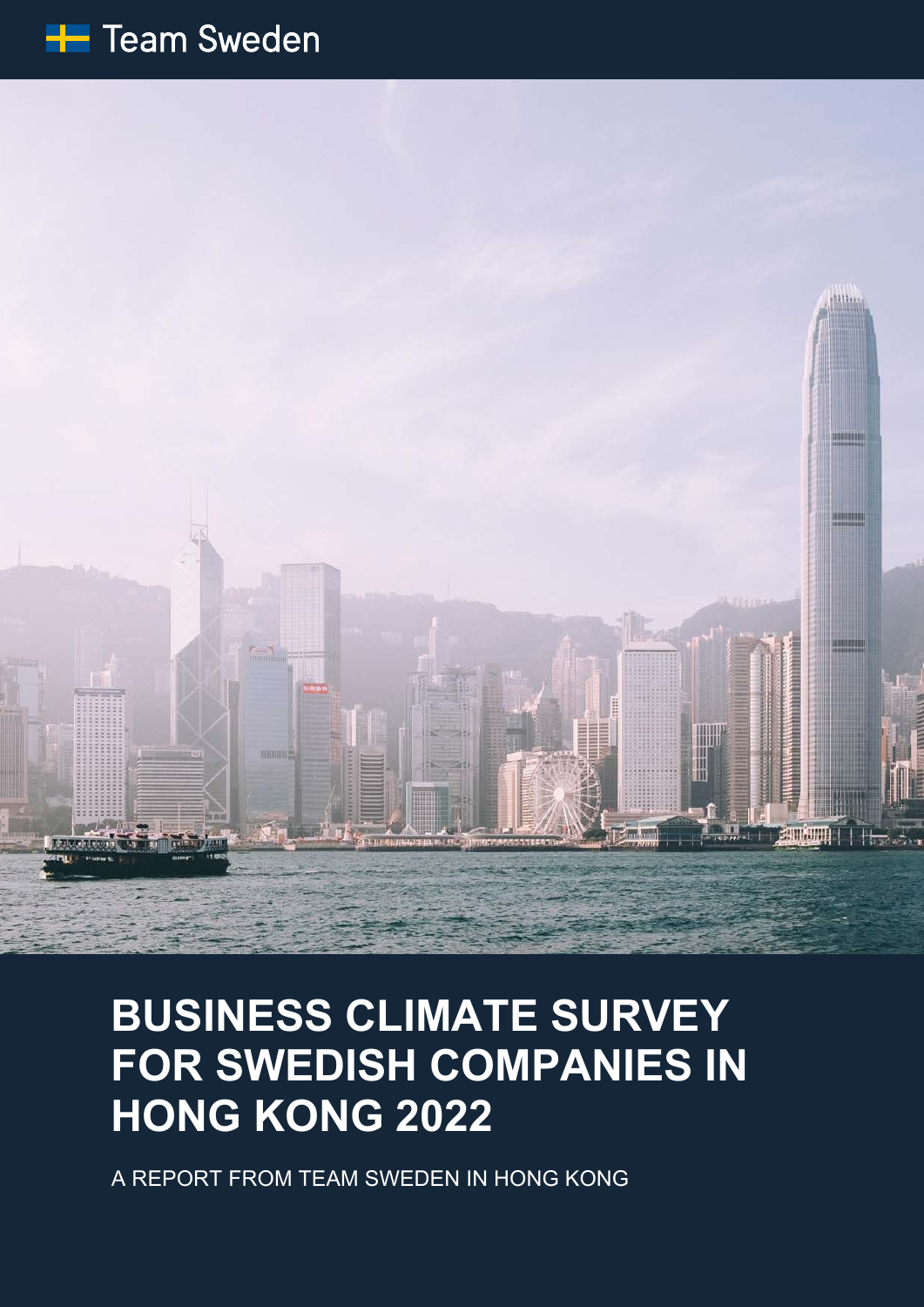Team Sweden

# BUSINESS CLIMATE SURVEY FOR SWEDISH COMPANIES IN HONG KONG 2022

A REPORT FROM TEAM SWEDEN IN HONG KONG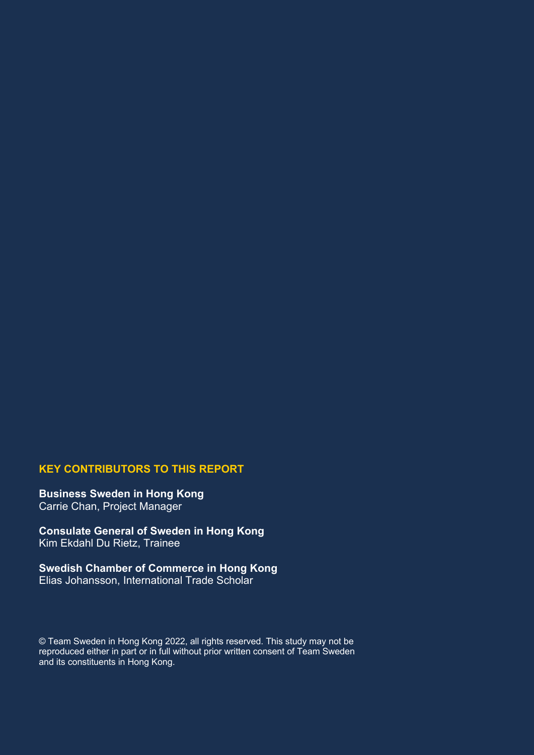## KEY CONTRIBUTORS TO THIS REPORT

**Business Sweden in Hong Kong**
Carrie Chan, Project Manager

**Consulate General of Sweden in Hong Kong**
Kim Ekdahl Du Rietz, Trainee

**Swedish Chamber of Commerce in Hong Kong**
Elias Johansson, International Trade Scholar

© Team Sweden in Hong Kong 2022, all rights reserved. This study may not be reproduced either in part or in full without prior written consent of Team Sweden and its constituents in Hong Kong.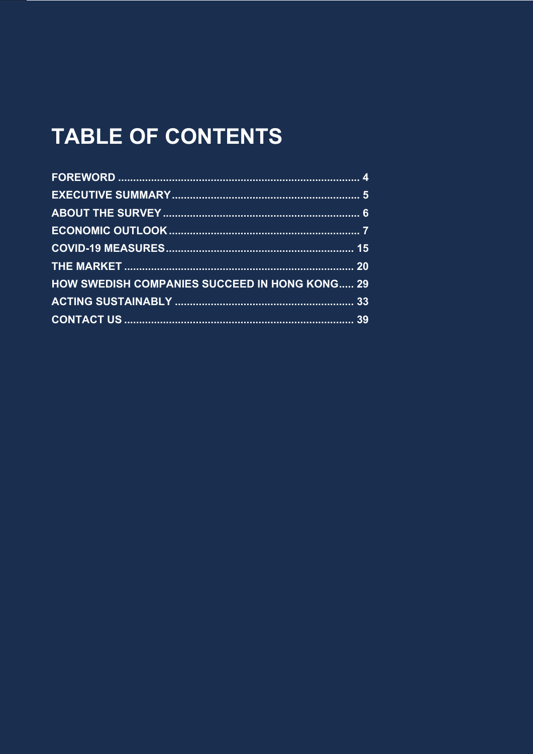# TABLE OF CONTENTS

FOREWORD ........................................................................ 4
EXECUTIVE SUMMARY ....................................................... 5
ABOUT THE SURVEY .......................................................... 6
ECONOMIC OUTLOOK ......................................................... 7
COVID-19 MEASURES ........................................................ 15
THE MARKET .................................................................... 20
HOW SWEDISH COMPANIES SUCCEED IN HONG KONG..... 29
ACTING SUSTAINABLY ..................................................... 33
CONTACT US ..................................................................... 39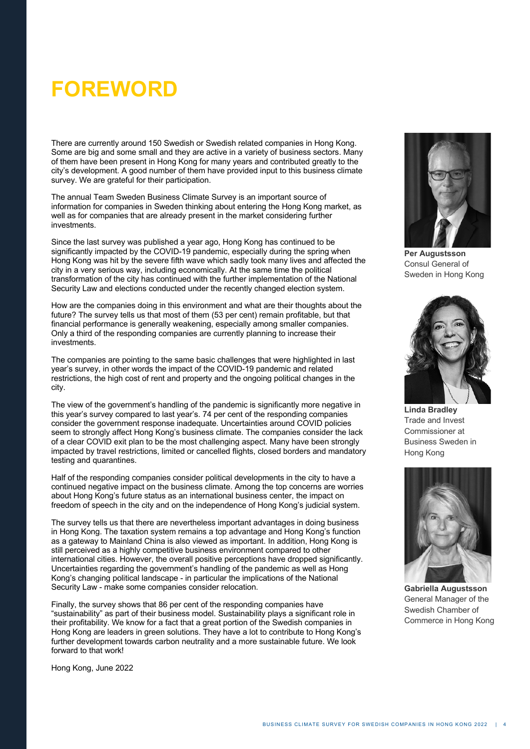# FOREWORD

There are currently around 150 Swedish or Swedish related companies in Hong Kong. Some are big and some small and they are active in a variety of business sectors. Many of them have been present in Hong Kong for many years and contributed greatly to the city's development. A good number of them have provided input to this business climate survey. We are grateful for their participation.

The annual Team Sweden Business Climate Survey is an important source of information for companies in Sweden thinking about entering the Hong Kong market, as well as for companies that are already present in the market considering further investments.

Since the last survey was published a year ago, Hong Kong has continued to be significantly impacted by the COVID-19 pandemic, especially during the spring when Hong Kong was hit by the severe fifth wave which sadly took many lives and affected the city in a very serious way, including economically. At the same time the political transformation of the city has continued with the further implementation of the National Security Law and elections conducted under the recently changed election system.

How are the companies doing in this environment and what are their thoughts about the future? The survey tells us that most of them (53 per cent) remain profitable, but that financial performance is generally weakening, especially among smaller companies. Only a third of the responding companies are currently planning to increase their investments.

The companies are pointing to the same basic challenges that were highlighted in last year's survey, in other words the impact of the COVID-19 pandemic and related restrictions, the high cost of rent and property and the ongoing political changes in the city.

The view of the government's handling of the pandemic is significantly more negative in this year's survey compared to last year's. 74 per cent of the responding companies consider the government response inadequate. Uncertainties around COVID policies seem to strongly affect Hong Kong's business climate. The companies consider the lack of a clear COVID exit plan to be the most challenging aspect. Many have been strongly impacted by travel restrictions, limited or cancelled flights, closed borders and mandatory testing and quarantines.

Half of the responding companies consider political developments in the city to have a continued negative impact on the business climate. Among the top concerns are worries about Hong Kong's future status as an international business center, the impact on freedom of speech in the city and on the independence of Hong Kong's judicial system.

The survey tells us that there are nevertheless important advantages in doing business in Hong Kong. The taxation system remains a top advantage and Hong Kong's function as a gateway to Mainland China is also viewed as important. In addition, Hong Kong is still perceived as a highly competitive business environment compared to other international cities. However, the overall positive perceptions have dropped significantly. Uncertainties regarding the government's handling of the pandemic as well as Hong Kong's changing political landscape - in particular the implications of the National Security Law - make some companies consider relocation.

Finally, the survey shows that 86 per cent of the responding companies have "sustainability" as part of their business model. Sustainability plays a significant role in their profitability. We know for a fact that a great portion of the Swedish companies in Hong Kong are leaders in green solutions. They have a lot to contribute to Hong Kong's further development towards carbon neutrality and a more sustainable future. We look forward to that work!

Hong Kong, June 2022

**Per Augustsson**
Consul General of Sweden in Hong Kong

**Linda Bradley**
Trade and Invest Commissioner at Business Sweden in Hong Kong

**Gabriella Augustsson**
General Manager of the Swedish Chamber of Commerce in Hong Kong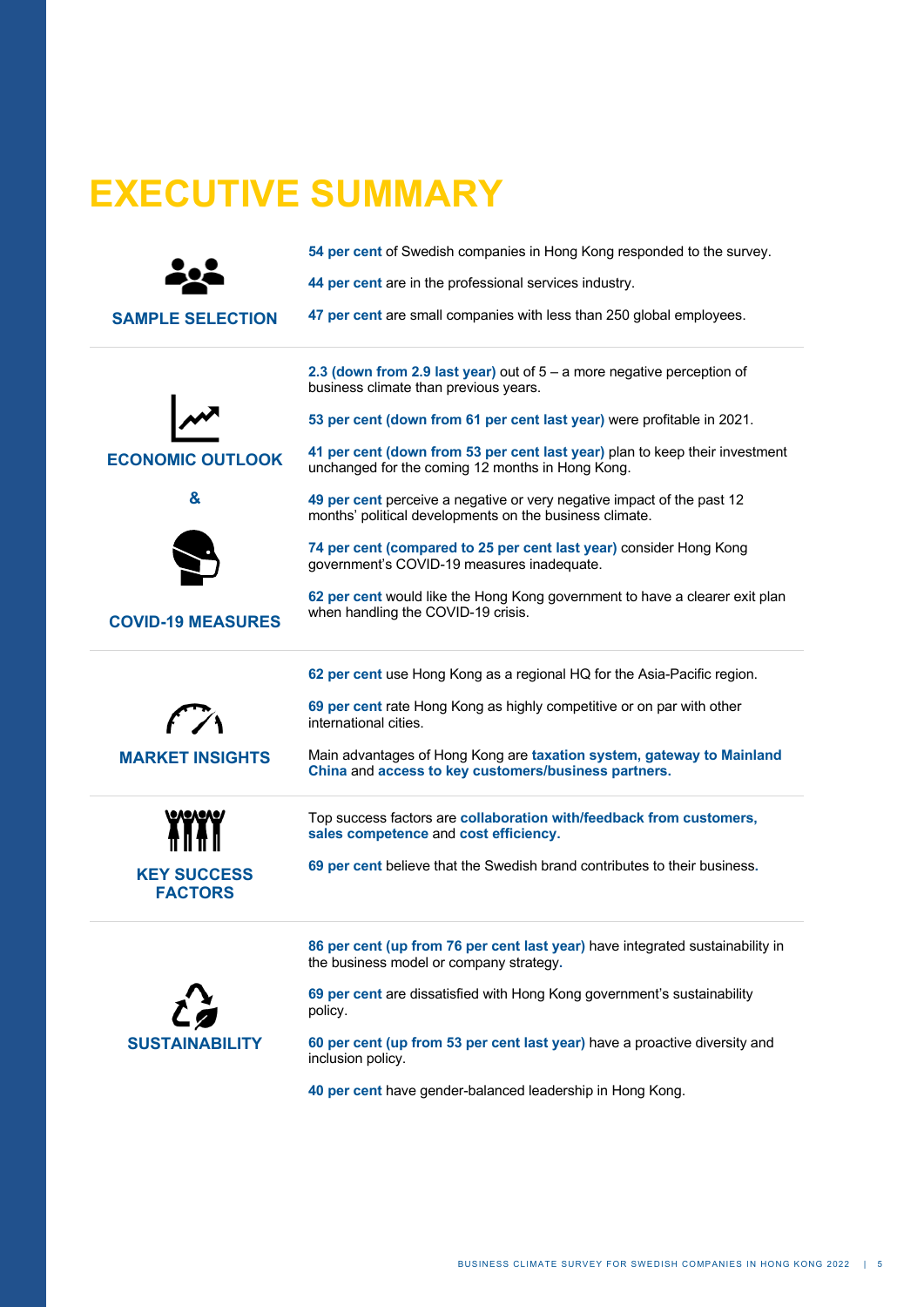# EXECUTIVE SUMMARY

### SAMPLE SELECTION

**54 per cent** of Swedish companies in Hong Kong responded to the survey.

**44 per cent** are in the professional services industry.

**47 per cent** are small companies with less than 250 global employees.

### ECONOMIC OUTLOOK & COVID-19 MEASURES

**2.3 (down from 2.9 last year)** out of 5 – a more negative perception of business climate than previous years.

**53 per cent (down from 61 per cent last year)** were profitable in 2021.

**41 per cent (down from 53 per cent last year)** plan to keep their investment unchanged for the coming 12 months in Hong Kong.

**49 per cent** perceive a negative or very negative impact of the past 12 months' political developments on the business climate.

**74 per cent (compared to 25 per cent last year)** consider Hong Kong government's COVID-19 measures inadequate.

**62 per cent** would like the Hong Kong government to have a clearer exit plan when handling the COVID-19 crisis.

### MARKET INSIGHTS

**62 per cent** use Hong Kong as a regional HQ for the Asia-Pacific region.

**69 per cent** rate Hong Kong as highly competitive or on par with other international cities.

Main advantages of Hong Kong are **taxation system, gateway to Mainland China** and **access to key customers/business partners.**

### KEY SUCCESS FACTORS

Top success factors are **collaboration with/feedback from customers, sales competence** and **cost efficiency.**

**69 per cent** believe that the Swedish brand contributes to their business.

### SUSTAINABILITY

**86 per cent (up from 76 per cent last year)** have integrated sustainability in the business model or company strategy.

**69 per cent** are dissatisfied with Hong Kong government's sustainability policy.

**60 per cent (up from 53 per cent last year)** have a proactive diversity and inclusion policy.

**40 per cent** have gender-balanced leadership in Hong Kong.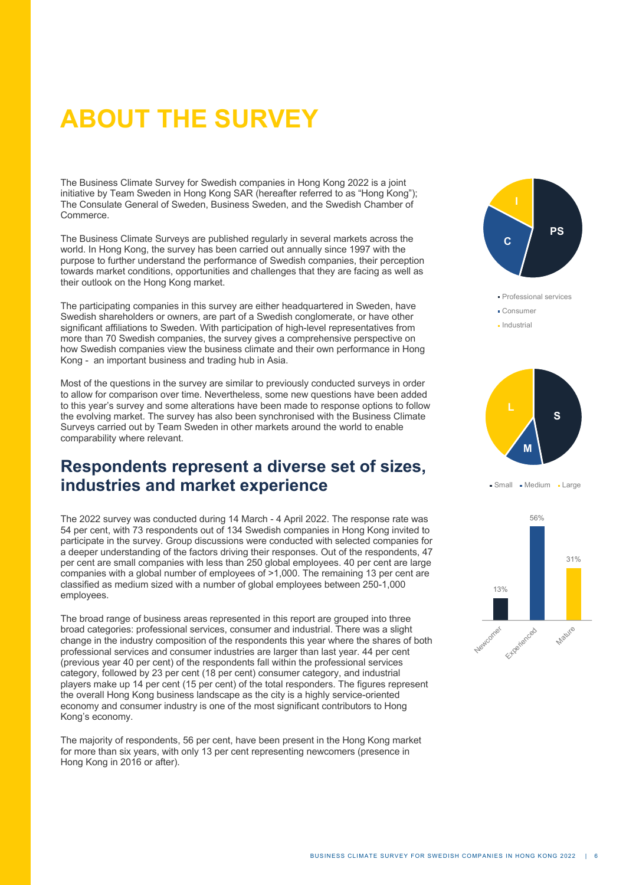# ABOUT THE SURVEY

The Business Climate Survey for Swedish companies in Hong Kong 2022 is a joint initiative by Team Sweden in Hong Kong SAR (hereafter referred to as "Hong Kong"); The Consulate General of Sweden, Business Sweden, and the Swedish Chamber of Commerce.

The Business Climate Surveys are published regularly in several markets across the world. In Hong Kong, the survey has been carried out annually since 1997 with the purpose to further understand the performance of Swedish companies, their perception towards market conditions, opportunities and challenges that they are facing as well as their outlook on the Hong Kong market.

The participating companies in this survey are either headquartered in Sweden, have Swedish shareholders or owners, are part of a Swedish conglomerate, or have other significant affiliations to Sweden. With participation of high-level representatives from more than 70 Swedish companies, the survey gives a comprehensive perspective on how Swedish companies view the business climate and their own performance in Hong Kong - an important business and trading hub in Asia.

Most of the questions in the survey are similar to previously conducted surveys in order to allow for comparison over time. Nevertheless, some new questions have been added to this year's survey and some alterations have been made to response options to follow the evolving market. The survey has also been synchronised with the Business Climate Surveys carried out by Team Sweden in other markets around the world to enable comparability where relevant.

## Respondents represent a diverse set of sizes, industries and market experience

The 2022 survey was conducted during 14 March - 4 April 2022. The response rate was 54 per cent, with 73 respondents out of 134 Swedish companies in Hong Kong invited to participate in the survey. Group discussions were conducted with selected companies for a deeper understanding of the factors driving their responses. Out of the respondents, 47 per cent are small companies with less than 250 global employees. 40 per cent are large companies with a global number of employees of >1,000. The remaining 13 per cent are classified as medium sized with a number of global employees between 250-1,000 employees.

The broad range of business areas represented in this report are grouped into three broad categories: professional services, consumer and industrial. There was a slight change in the industry composition of the respondents this year where the shares of both professional services and consumer industries are larger than last year. 44 per cent (previous year 40 per cent) of the respondents fall within the professional services category, followed by 23 per cent (18 per cent) consumer category, and industrial players make up 14 per cent (15 per cent) of the total responders. The figures represent the overall Hong Kong business landscape as the city is a highly service-oriented economy and consumer industry is one of the most significant contributors to Hong Kong's economy.

The majority of respondents, 56 per cent, have been present in the Hong Kong market for more than six years, with only 13 per cent representing newcomers (presence in Hong Kong in 2016 or after).

PS / C / I
- Professional services
- Consumer
- Industrial

S / M / L
- Small
- Medium
- Large

| Newcomer | Experienced | Mature |
|---|---|---|
| 13% | 56% | 31% |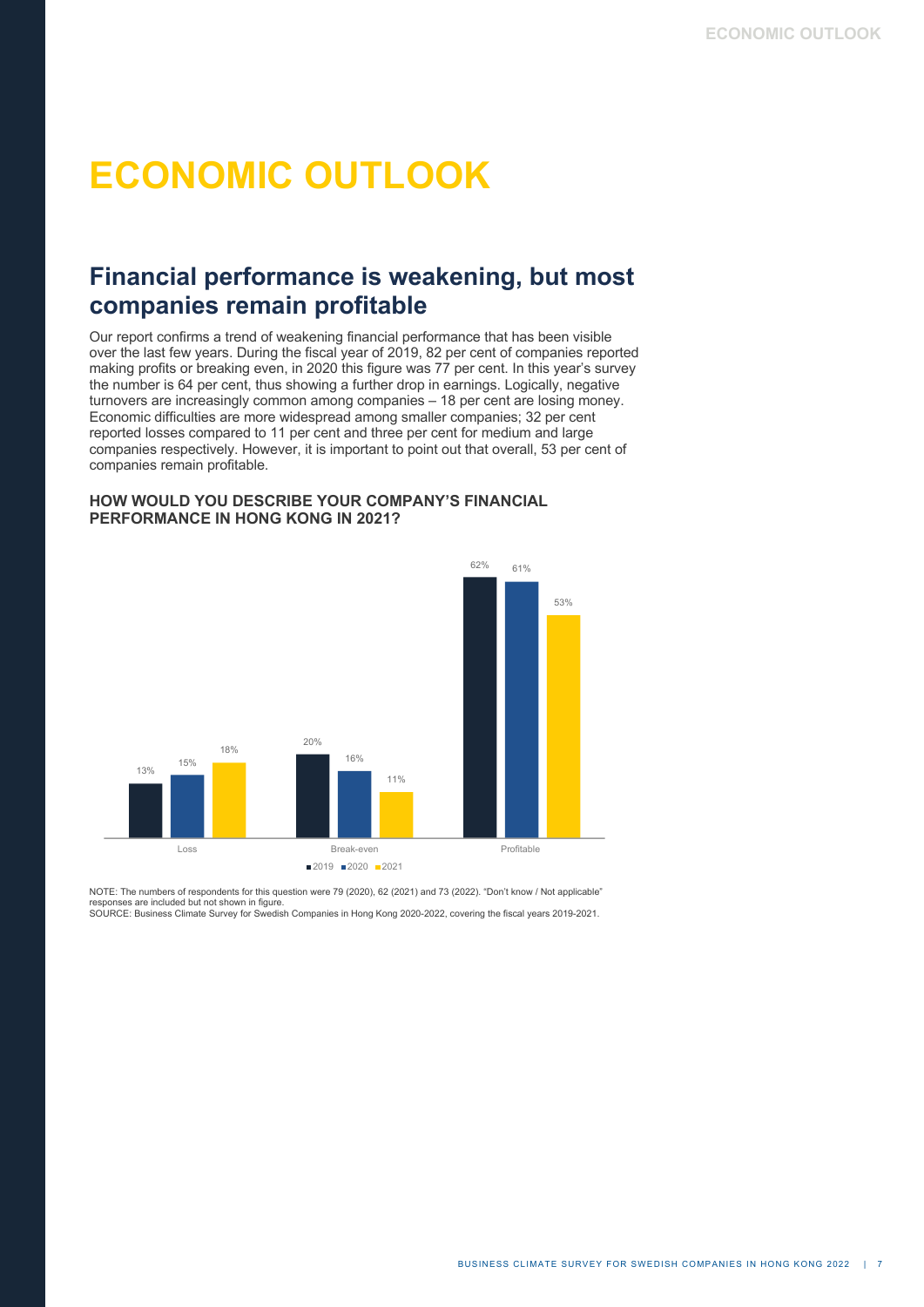# ECONOMIC OUTLOOK

## Financial performance is weakening, but most companies remain profitable

Our report confirms a trend of weakening financial performance that has been visible over the last few years. During the fiscal year of 2019, 82 per cent of companies reported making profits or breaking even, in 2020 this figure was 77 per cent. In this year's survey the number is 64 per cent, thus showing a further drop in earnings. Logically, negative turnovers are increasingly common among companies – 18 per cent are losing money. Economic difficulties are more widespread among smaller companies; 32 per cent reported losses compared to 11 per cent and three per cent for medium and large companies respectively. However, it is important to point out that overall, 53 per cent of companies remain profitable.

### HOW WOULD YOU DESCRIBE YOUR COMPANY'S FINANCIAL PERFORMANCE IN HONG KONG IN 2021?

| | 2019 | 2020 | 2021 |
|---|---|---|---|
| Loss | 13% | 15% | 18% |
| Break-even | 20% | 16% | 11% |
| Profitable | 62% | 61% | 53% |

NOTE: The numbers of respondents for this question were 79 (2020), 62 (2021) and 73 (2022). "Don't know / Not applicable" responses are included but not shown in figure.
SOURCE: Business Climate Survey for Swedish Companies in Hong Kong 2020-2022, covering the fiscal years 2019-2021.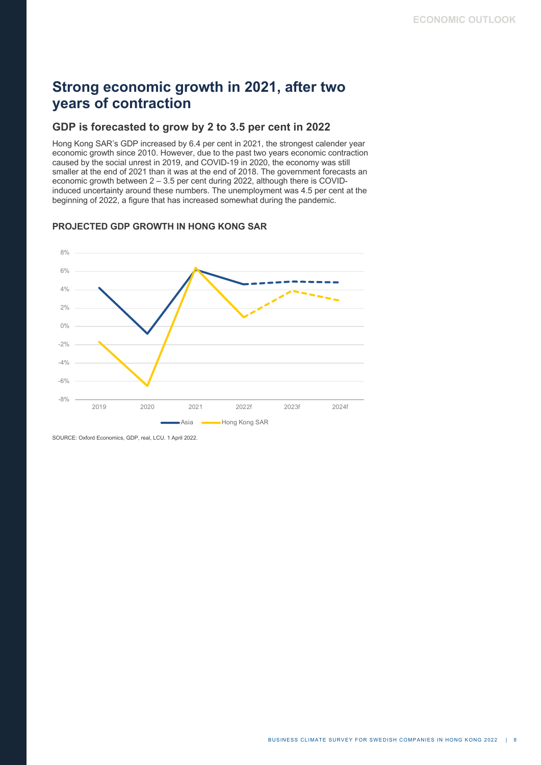# Strong economic growth in 2021, after two years of contraction

## GDP is forecasted to grow by 2 to 3.5 per cent in 2022

Hong Kong SAR's GDP increased by 6.4 per cent in 2021, the strongest calender year economic growth since 2010. However, due to the past two years economic contraction caused by the social unrest in 2019, and COVID-19 in 2020, the economy was still smaller at the end of 2021 than it was at the end of 2018. The government forecasts an economic growth between 2 – 3.5 per cent during 2022, although there is COVID-induced uncertainty around these numbers. The unemployment was 4.5 per cent at the beginning of 2022, a figure that has increased somewhat during the pandemic.

### PROJECTED GDP GROWTH IN HONG KONG SAR

SOURCE: Oxford Economics, GDP, real, LCU. 1 April 2022.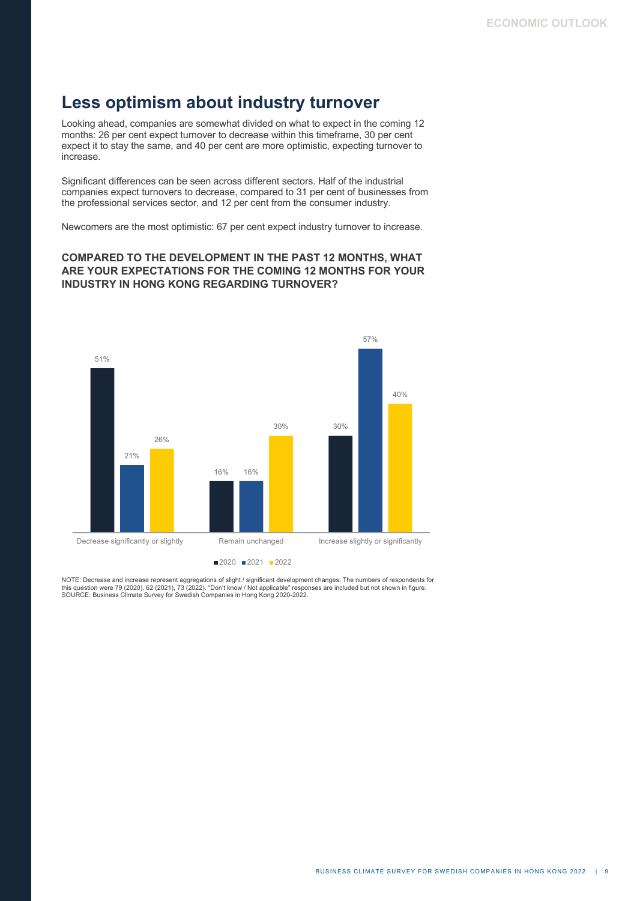## Less optimism about industry turnover

Looking ahead, companies are somewhat divided on what to expect in the coming 12 months: 26 per cent expect turnover to decrease within this timeframe, 30 per cent expect it to stay the same, and 40 per cent are more optimistic, expecting turnover to increase.

Significant differences can be seen across different sectors. Half of the industrial companies expect turnovers to decrease, compared to 31 per cent of businesses from the professional services sector, and 12 per cent from the consumer industry.

Newcomers are the most optimistic: 67 per cent expect industry turnover to increase.

**COMPARED TO THE DEVELOPMENT IN THE PAST 12 MONTHS, WHAT ARE YOUR EXPECTATIONS FOR THE COMING 12 MONTHS FOR YOUR INDUSTRY IN HONG KONG REGARDING TURNOVER?**

| | 2020 | 2021 | 2022 |
|---|---|---|---|
| Decrease significantly or slightly | 51% | 21% | 26% |
| Remain unchanged | 16% | 16% | 30% |
| Increase slightly or significantly | 30% | 57% | 40% |

NOTE: Decrease and increase represent aggregations of slight / significant development changes. The numbers of respondents for this question were 79 (2020), 62 (2021), 73 (2022). "Don't know / Not applicable" responses are included but not shown in figure.
SOURCE: Business Climate Survey for Swedish Companies in Hong Kong 2020-2022.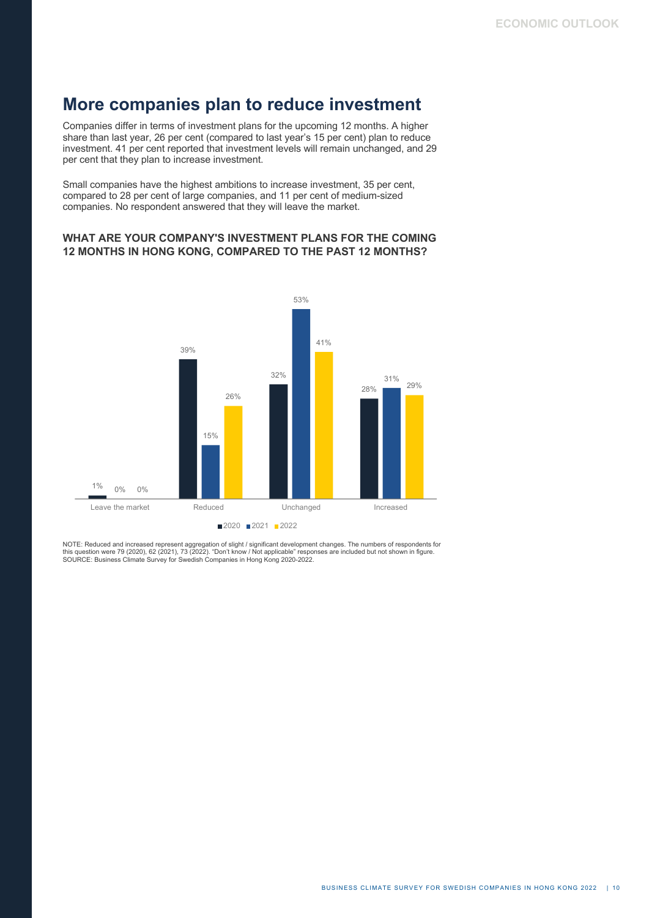## More companies plan to reduce investment

Companies differ in terms of investment plans for the upcoming 12 months. A higher share than last year, 26 per cent (compared to last year's 15 per cent) plan to reduce investment. 41 per cent reported that investment levels will remain unchanged, and 29 per cent that they plan to increase investment.

Small companies have the highest ambitions to increase investment, 35 per cent, compared to 28 per cent of large companies, and 11 per cent of medium-sized companies. No respondent answered that they will leave the market.

### WHAT ARE YOUR COMPANY'S INVESTMENT PLANS FOR THE COMING 12 MONTHS IN HONG KONG, COMPARED TO THE PAST 12 MONTHS?

| | 2020 | 2021 | 2022 |
|---|---|---|---|
| Leave the market | 1% | 0% | 0% |
| Reduced | 39% | 15% | 26% |
| Unchanged | 32% | 53% | 41% |
| Increased | 28% | 31% | 29% |

NOTE: Reduced and increased represent aggregation of slight / significant development changes. The numbers of respondents for this question were 79 (2020), 62 (2021), 73 (2022). "Don't know / Not applicable" responses are included but not shown in figure.
SOURCE: Business Climate Survey for Swedish Companies in Hong Kong 2020-2022.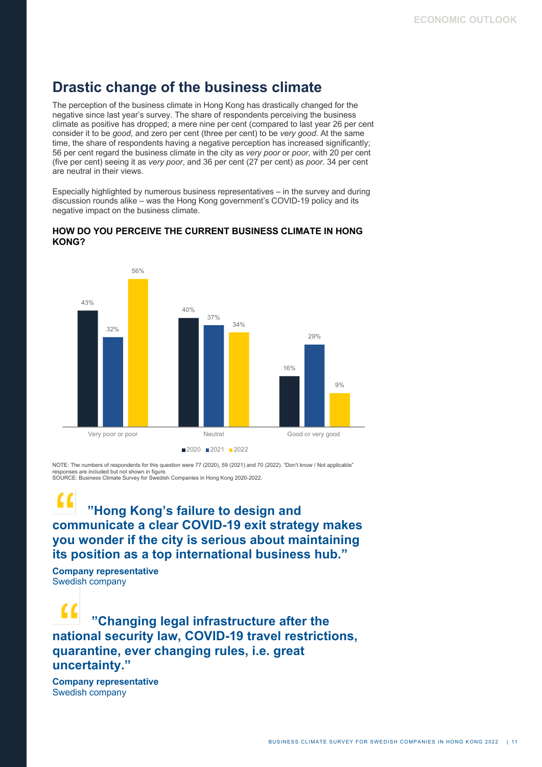## Drastic change of the business climate

The perception of the business climate in Hong Kong has drastically changed for the negative since last year's survey. The share of respondents perceiving the business climate as positive has dropped; a mere nine per cent (compared to last year 26 per cent consider it to be *good*, and zero per cent (three per cent) to be *very good*. At the same time, the share of respondents having a negative perception has increased significantly; 56 per cent regard the business climate in the city as *very poor* or *poor,* with 20 per cent (five per cent) seeing it as *very poor*, and 36 per cent (27 per cent) as *poor.* 34 per cent are neutral in their views.

Especially highlighted by numerous business representatives – in the survey and during discussion rounds alike – was the Hong Kong government's COVID-19 policy and its negative impact on the business climate.

**HOW DO YOU PERCEIVE THE CURRENT BUSINESS CLIMATE IN HONG KONG?**

| | 2020 | 2021 | 2022 |
|---|---|---|---|
| Very poor or poor | 43% | 32% | 56% |
| Neutral | 40% | 37% | 34% |
| Good or very good | 16% | 29% | 9% |

NOTE: The numbers of respondents for this question were 77 (2020), 59 (2021) and 70 (2022). "Don't know / Not applicable" responses are included but not shown in figure.
SOURCE: Business Climate Survey for Swedish Companies in Hong Kong 2020-2022.

> **"Hong Kong's failure to design and communicate a clear COVID-19 exit strategy makes you wonder if the city is serious about maintaining its position as a top international business hub."**

**Company representative**
Swedish company

> **"Changing legal infrastructure after the national security law, COVID-19 travel restrictions, quarantine, ever changing rules, i.e. great uncertainty."**

**Company representative**
Swedish company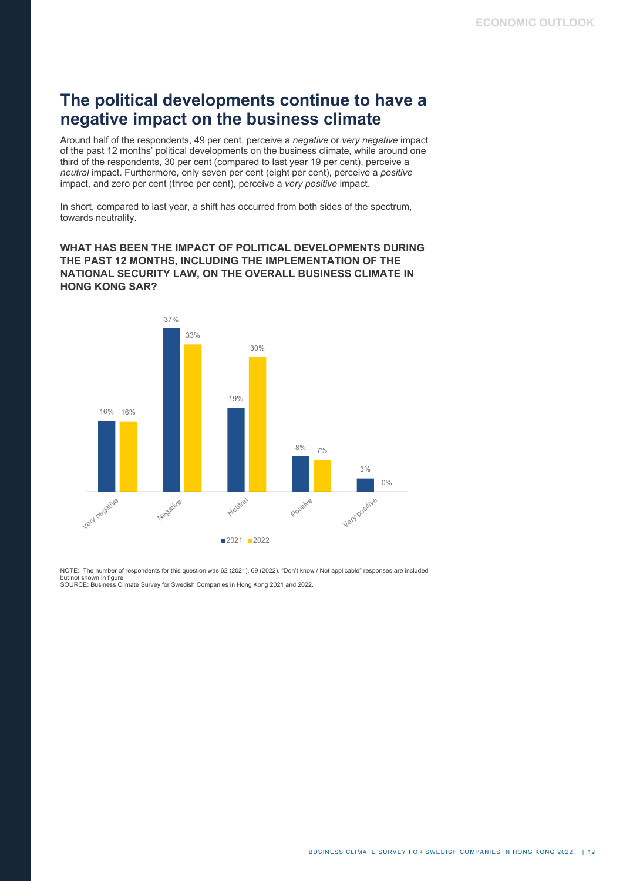## The political developments continue to have a negative impact on the business climate

Around half of the respondents, 49 per cent, perceive a *negative* or *very negative* impact of the past 12 months' political developments on the business climate, while around one third of the respondents, 30 per cent (compared to last year 19 per cent), perceive a *neutral* impact. Furthermore, only seven per cent (eight per cent), perceive a *positive* impact, and zero per cent (three per cent), perceive a *very positive* impact.

In short, compared to last year, a shift has occurred from both sides of the spectrum, towards neutrality.

**WHAT HAS BEEN THE IMPACT OF POLITICAL DEVELOPMENTS DURING THE PAST 12 MONTHS, INCLUDING THE IMPLEMENTATION OF THE NATIONAL SECURITY LAW, ON THE OVERALL BUSINESS CLIMATE IN HONG KONG SAR?**

| | 2021 | 2022 |
|---|---|---|
| Very negative | 16% | 16% |
| Negative | 37% | 33% |
| Neutral | 19% | 30% |
| Positive | 8% | 7% |
| Very positive | 3% | 0% |

NOTE: The number of respondents for this question was 62 (2021), 69 (2022). "Don't know / Not applicable" responses are included but not shown in figure.
SOURCE: Business Climate Survey for Swedish Companies in Hong Kong 2021 and 2022.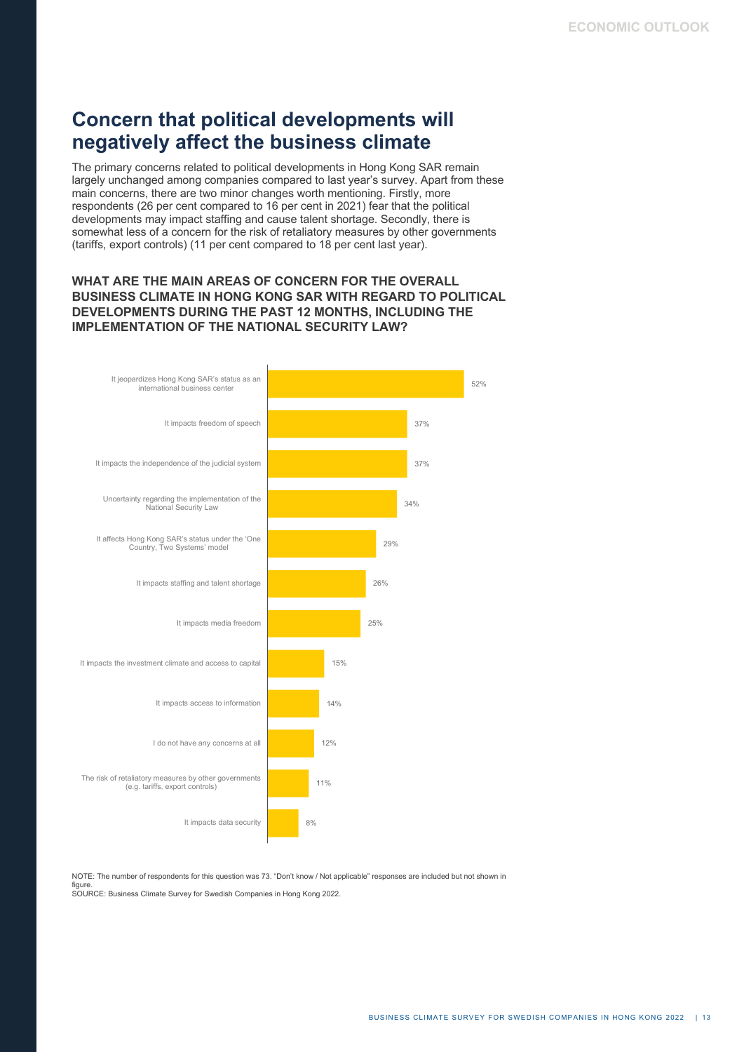## Concern that political developments will negatively affect the business climate

The primary concerns related to political developments in Hong Kong SAR remain largely unchanged among companies compared to last year's survey. Apart from these main concerns, there are two minor changes worth mentioning. Firstly, more respondents (26 per cent compared to 16 per cent in 2021) fear that the political developments may impact staffing and cause talent shortage. Secondly, there is somewhat less of a concern for the risk of retaliatory measures by other governments (tariffs, export controls) (11 per cent compared to 18 per cent last year).

### WHAT ARE THE MAIN AREAS OF CONCERN FOR THE OVERALL BUSINESS CLIMATE IN HONG KONG SAR WITH REGARD TO POLITICAL DEVELOPMENTS DURING THE PAST 12 MONTHS, INCLUDING THE IMPLEMENTATION OF THE NATIONAL SECURITY LAW?

| Area of concern | Share |
| --- | --- |
| It jeopardizes Hong Kong SAR's status as an international business center | 52% |
| It impacts freedom of speech | 37% |
| It impacts the independence of the judicial system | 37% |
| Uncertainty regarding the implementation of the National Security Law | 34% |
| It affects Hong Kong SAR's status under the 'One Country, Two Systems' model | 29% |
| It impacts staffing and talent shortage | 26% |
| It impacts media freedom | 25% |
| It impacts the investment climate and access to capital | 15% |
| It impacts access to information | 14% |
| I do not have any concerns at all | 12% |
| The risk of retaliatory measures by other governments (e.g. tariffs, export controls) | 11% |
| It impacts data security | 8% |

NOTE: The number of respondents for this question was 73. "Don't know / Not applicable" responses are included but not shown in figure.
SOURCE: Business Climate Survey for Swedish Companies in Hong Kong 2022.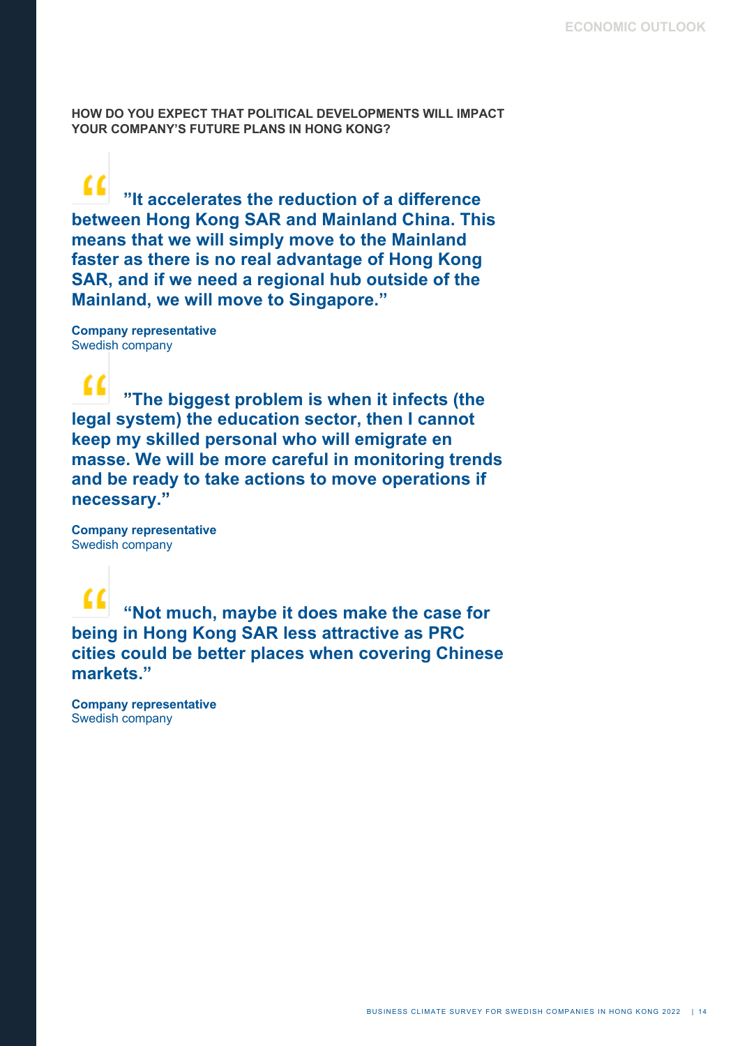**HOW DO YOU EXPECT THAT POLITICAL DEVELOPMENTS WILL IMPACT YOUR COMPANY'S FUTURE PLANS IN HONG KONG?**

> **"It accelerates the reduction of a difference between Hong Kong SAR and Mainland China. This means that we will simply move to the Mainland faster as there is no real advantage of Hong Kong SAR, and if we need a regional hub outside of the Mainland, we will move to Singapore."**

**Company representative**
Swedish company

> **"The biggest problem is when it infects (the legal system) the education sector, then I cannot keep my skilled personal who will emigrate en masse. We will be more careful in monitoring trends and be ready to take actions to move operations if necessary."**

**Company representative**
Swedish company

> **"Not much, maybe it does make the case for being in Hong Kong SAR less attractive as PRC cities could be better places when covering Chinese markets."**

**Company representative**
Swedish company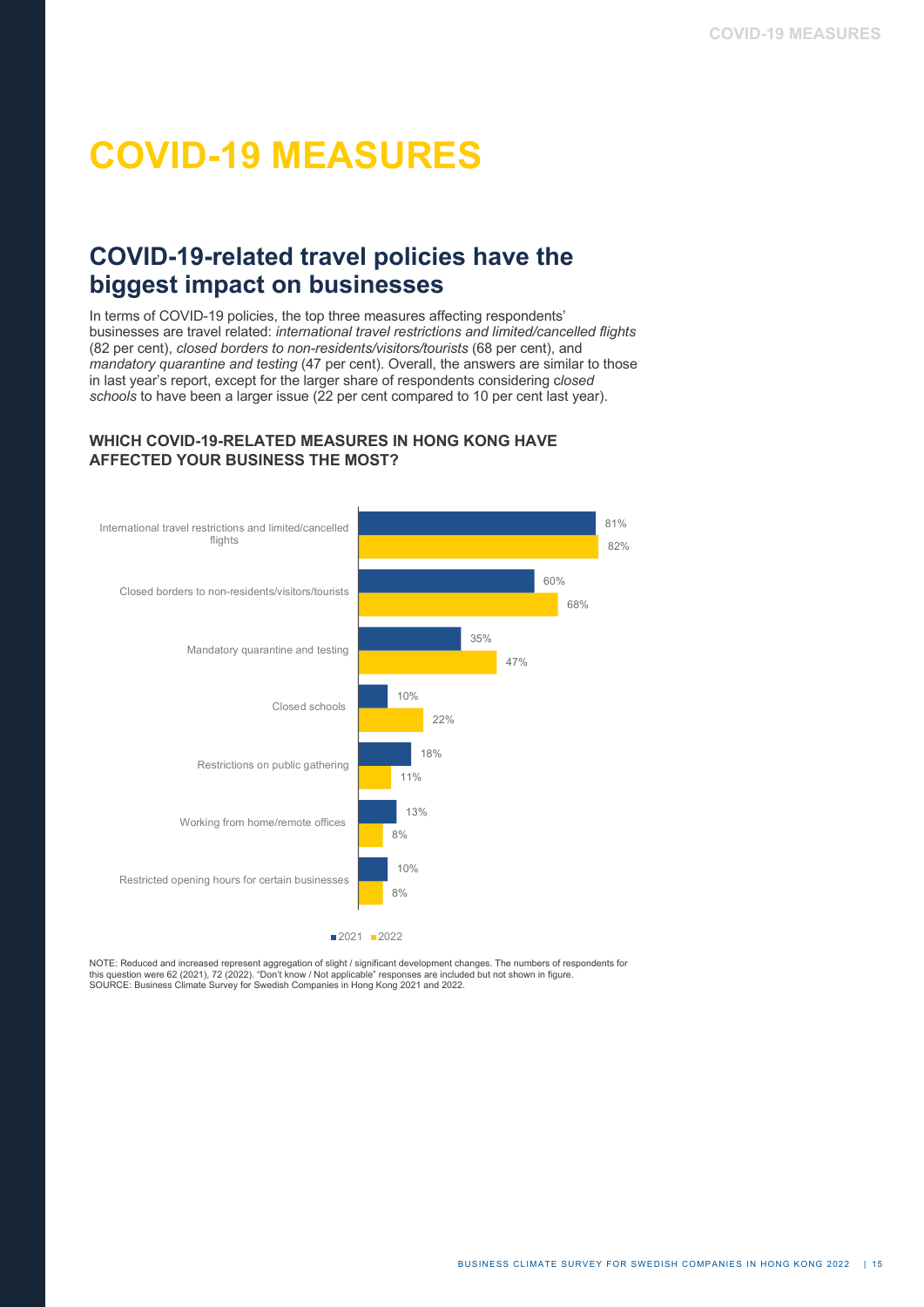# COVID-19 MEASURES

## COVID-19-related travel policies have the biggest impact on businesses

In terms of COVID-19 policies, the top three measures affecting respondents' businesses are travel related: *international travel restrictions and limited/cancelled flights* (82 per cent), *closed borders to non-residents/visitors/tourists* (68 per cent), and *mandatory quarantine and testing* (47 per cent). Overall, the answers are similar to those in last year's report, except for the larger share of respondents considering c*losed schools* to have been a larger issue (22 per cent compared to 10 per cent last year).

### WHICH COVID-19-RELATED MEASURES IN HONG KONG HAVE AFFECTED YOUR BUSINESS THE MOST?

| Measure | 2021 | 2022 |
| --- | --- | --- |
| International travel restrictions and limited/cancelled flights | 81% | 82% |
| Closed borders to non-residents/visitors/tourists | 60% | 68% |
| Mandatory quarantine and testing | 35% | 47% |
| Closed schools | 10% | 22% |
| Restrictions on public gathering | 18% | 11% |
| Working from home/remote offices | 13% | 8% |
| Restricted opening hours for certain businesses | 10% | 8% |

NOTE: Reduced and increased represent aggregation of slight / significant development changes. The numbers of respondents for this question were 62 (2021), 72 (2022). "Don't know / Not applicable" responses are included but not shown in figure.
SOURCE: Business Climate Survey for Swedish Companies in Hong Kong 2021 and 2022.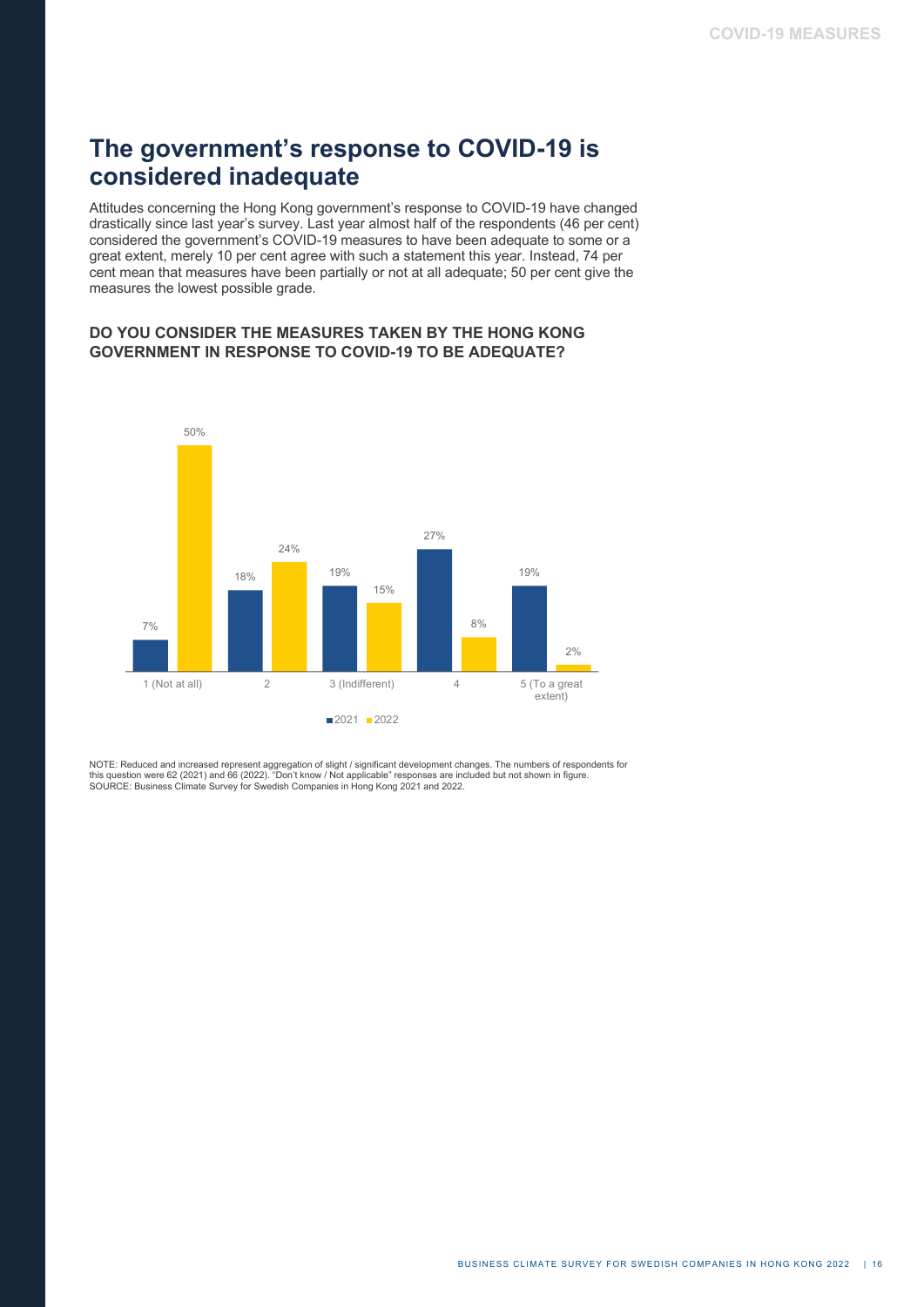# The government's response to COVID-19 is considered inadequate

Attitudes concerning the Hong Kong government's response to COVID-19 have changed drastically since last year's survey. Last year almost half of the respondents (46 per cent) considered the government's COVID-19 measures to have been adequate to some or a great extent, merely 10 per cent agree with such a statement this year. Instead, 74 per cent mean that measures have been partially or not at all adequate; 50 per cent give the measures the lowest possible grade.

### DO YOU CONSIDER THE MEASURES TAKEN BY THE HONG KONG GOVERNMENT IN RESPONSE TO COVID-19 TO BE ADEQUATE?

| | 2021 | 2022 |
|---|---|---|
| 1 (Not at all) | 7% | 50% |
| 2 | 18% | 24% |
| 3 (Indifferent) | 19% | 15% |
| 4 | 27% | 8% |
| 5 (To a great extent) | 19% | 2% |

NOTE: Reduced and increased represent aggregation of slight / significant development changes. The numbers of respondents for this question were 62 (2021) and 66 (2022). "Don't know / Not applicable" responses are included but not shown in figure.
SOURCE: Business Climate Survey for Swedish Companies in Hong Kong 2021 and 2022.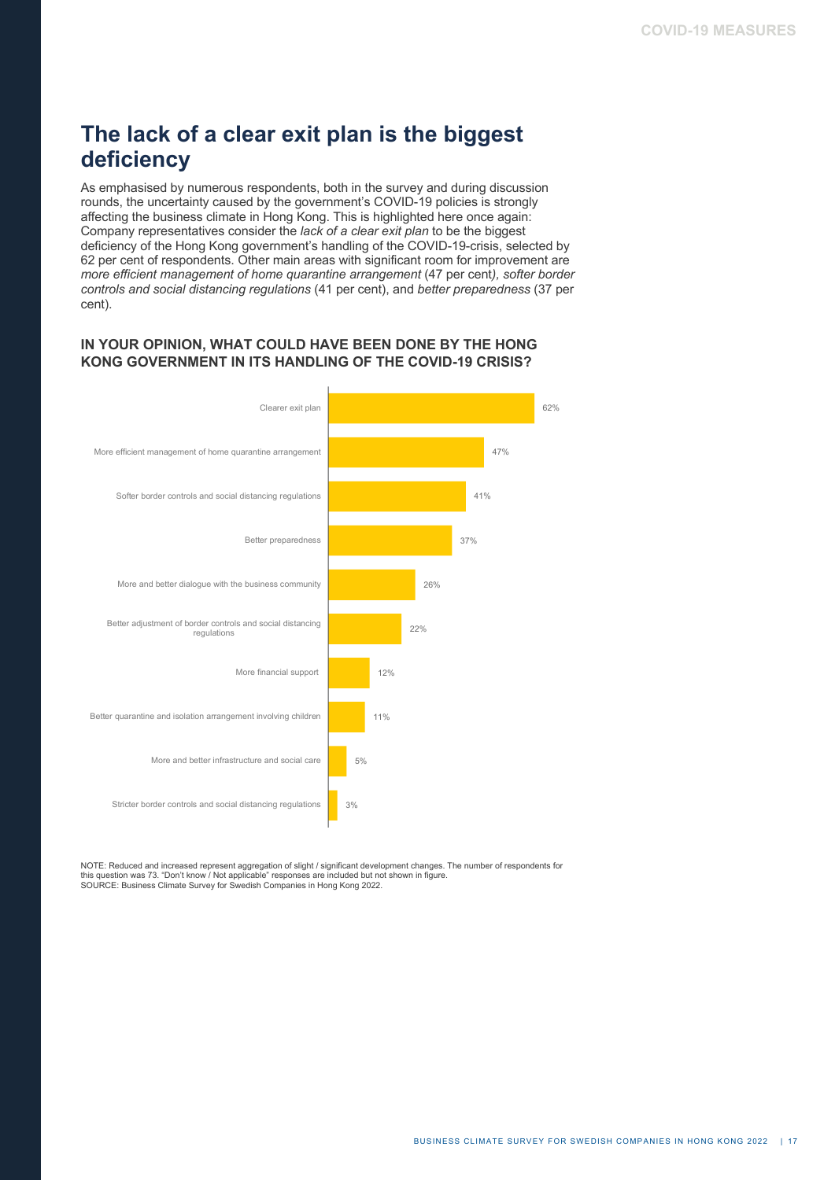## The lack of a clear exit plan is the biggest deficiency

As emphasised by numerous respondents, both in the survey and during discussion rounds, the uncertainty caused by the government's COVID-19 policies is strongly affecting the business climate in Hong Kong. This is highlighted here once again: Company representatives consider the *lack of a clear exit plan* to be the biggest deficiency of the Hong Kong government's handling of the COVID-19-crisis, selected by 62 per cent of respondents. Other main areas with significant room for improvement are *more efficient management of home quarantine arrangement* (47 per cent*), softer border controls and social distancing regulations* (41 per cent), and *better preparedness* (37 per cent).

### IN YOUR OPINION, WHAT COULD HAVE BEEN DONE BY THE HONG KONG GOVERNMENT IN ITS HANDLING OF THE COVID-19 CRISIS?

| Response | Share |
|---|---|
| Clearer exit plan | 62% |
| More efficient management of home quarantine arrangement | 47% |
| Softer border controls and social distancing regulations | 41% |
| Better preparedness | 37% |
| More and better dialogue with the business community | 26% |
| Better adjustment of border controls and social distancing regulations | 22% |
| More financial support | 12% |
| Better quarantine and isolation arrangement involving children | 11% |
| More and better infrastructure and social care | 5% |
| Stricter border controls and social distancing regulations | 3% |

NOTE: Reduced and increased represent aggregation of slight / significant development changes. The number of respondents for this question was 73. "Don't know / Not applicable" responses are included but not shown in figure.
SOURCE: Business Climate Survey for Swedish Companies in Hong Kong 2022.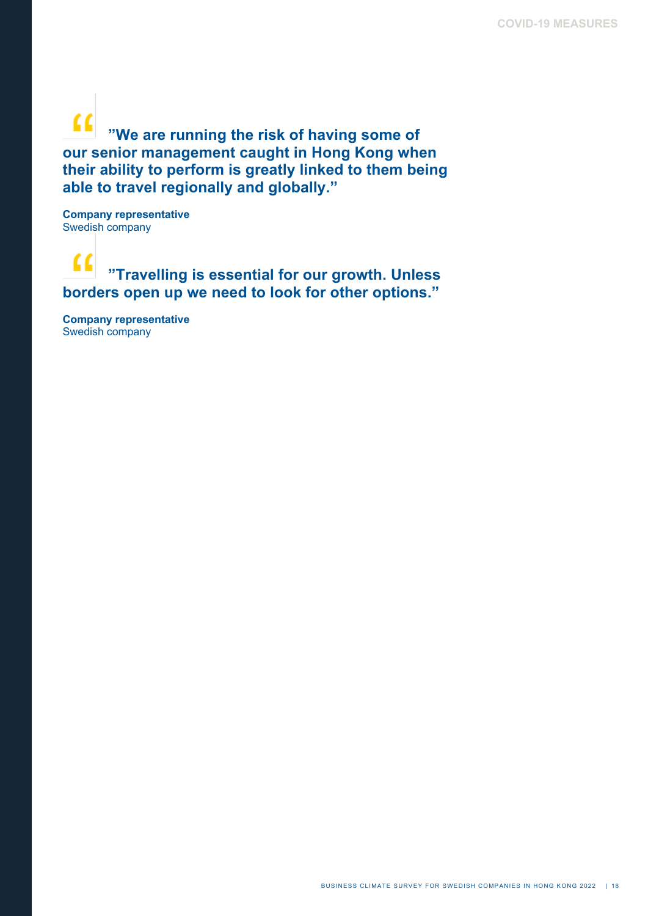**"We are running the risk of having some of our senior management caught in Hong Kong when their ability to perform is greatly linked to them being able to travel regionally and globally."**

**Company representative**
Swedish company

**"Travelling is essential for our growth. Unless borders open up we need to look for other options."**

**Company representative**
Swedish company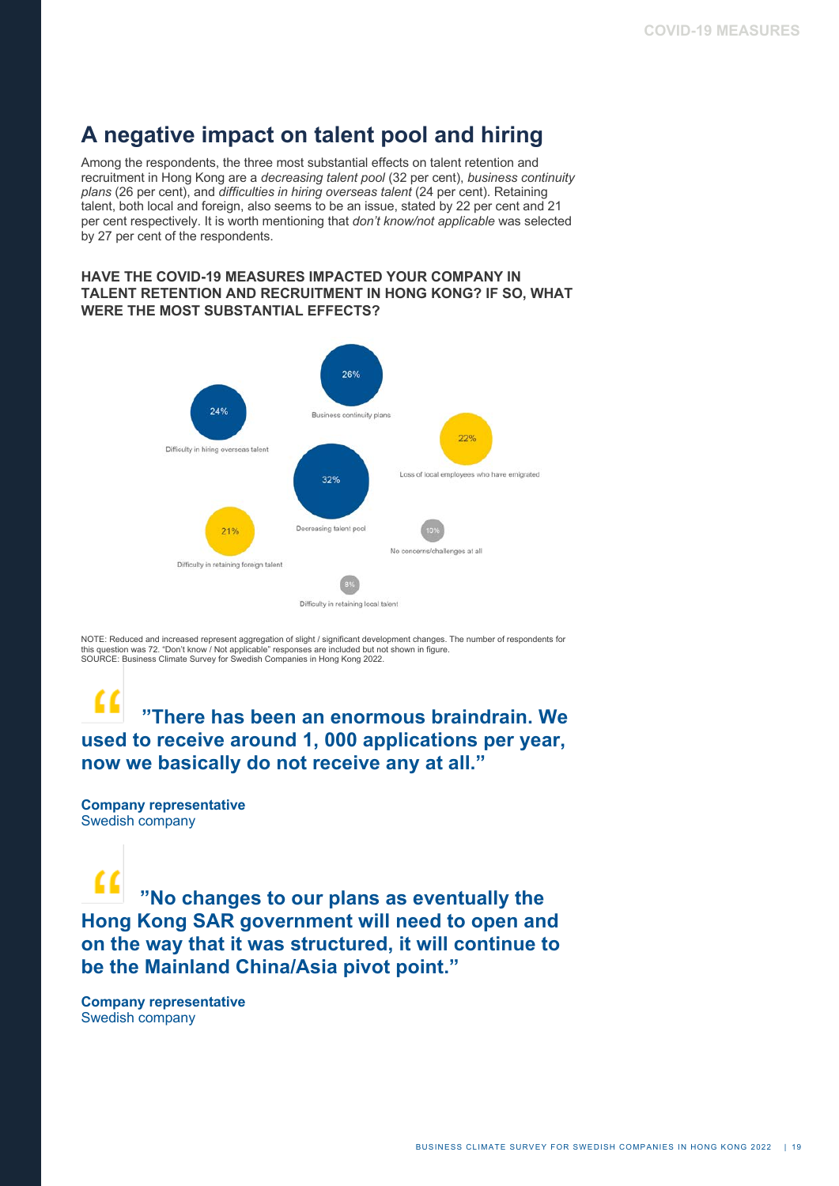## A negative impact on talent pool and hiring

Among the respondents, the three most substantial effects on talent retention and recruitment in Hong Kong are a *decreasing talent pool* (32 per cent), *business continuity plans* (26 per cent), and *difficulties in hiring overseas talent* (24 per cent). Retaining talent, both local and foreign, also seems to be an issue, stated by 22 per cent and 21 per cent respectively. It is worth mentioning that *don't know/not applicable* was selected by 27 per cent of the respondents.

**HAVE THE COVID-19 MEASURES IMPACTED YOUR COMPANY IN TALENT RETENTION AND RECRUITMENT IN HONG KONG? IF SO, WHAT WERE THE MOST SUBSTANTIAL EFFECTS?**

| Effect | Share |
| --- | --- |
| Decreasing talent pool | 32% |
| Business continuity plans | 26% |
| Difficulty in hiring overseas talent | 24% |
| Loss of local employees who have emigrated | 22% |
| Difficulty in retaining foreign talent | 21% |
| No concerns/challenges at all | 10% |
| Difficulty in retaining local talent | 8% |

NOTE: Reduced and increased represent aggregation of slight / significant development changes. The number of respondents for this question was 72. "Don't know / Not applicable" responses are included but not shown in figure.
SOURCE: Business Climate Survey for Swedish Companies in Hong Kong 2022.

> **"There has been an enormous braindrain. We used to receive around 1, 000 applications per year, now we basically do not receive any at all."**

**Company representative**
Swedish company

> **"No changes to our plans as eventually the Hong Kong SAR government will need to open and on the way that it was structured, it will continue to be the Mainland China/Asia pivot point."**

**Company representative**
Swedish company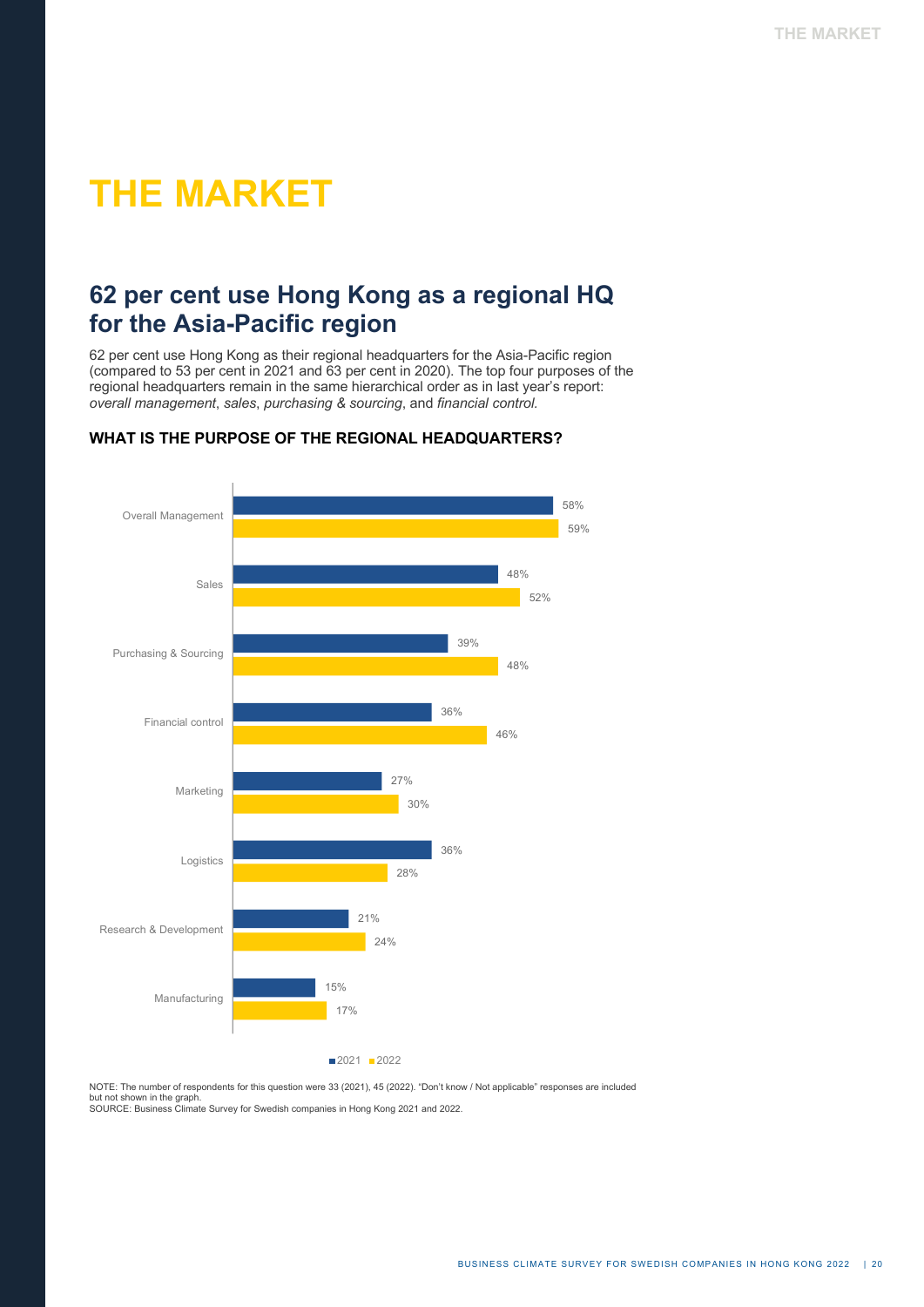# THE MARKET

## 62 per cent use Hong Kong as a regional HQ for the Asia-Pacific region

62 per cent use Hong Kong as their regional headquarters for the Asia-Pacific region (compared to 53 per cent in 2021 and 63 per cent in 2020). The top four purposes of the regional headquarters remain in the same hierarchical order as in last year's report: *overall management*, *sales*, *purchasing & sourcing*, and *financial control.*

### WHAT IS THE PURPOSE OF THE REGIONAL HEADQUARTERS?

| | 2021 | 2022 |
|---|---|---|
| Overall Management | 58% | 59% |
| Sales | 48% | 52% |
| Purchasing & Sourcing | 39% | 48% |
| Financial control | 36% | 46% |
| Marketing | 27% | 30% |
| Logistics | 36% | 28% |
| Research & Development | 21% | 24% |
| Manufacturing | 15% | 17% |

NOTE: The number of respondents for this question were 33 (2021), 45 (2022). "Don't know / Not applicable" responses are included but not shown in the graph.
SOURCE: Business Climate Survey for Swedish companies in Hong Kong 2021 and 2022.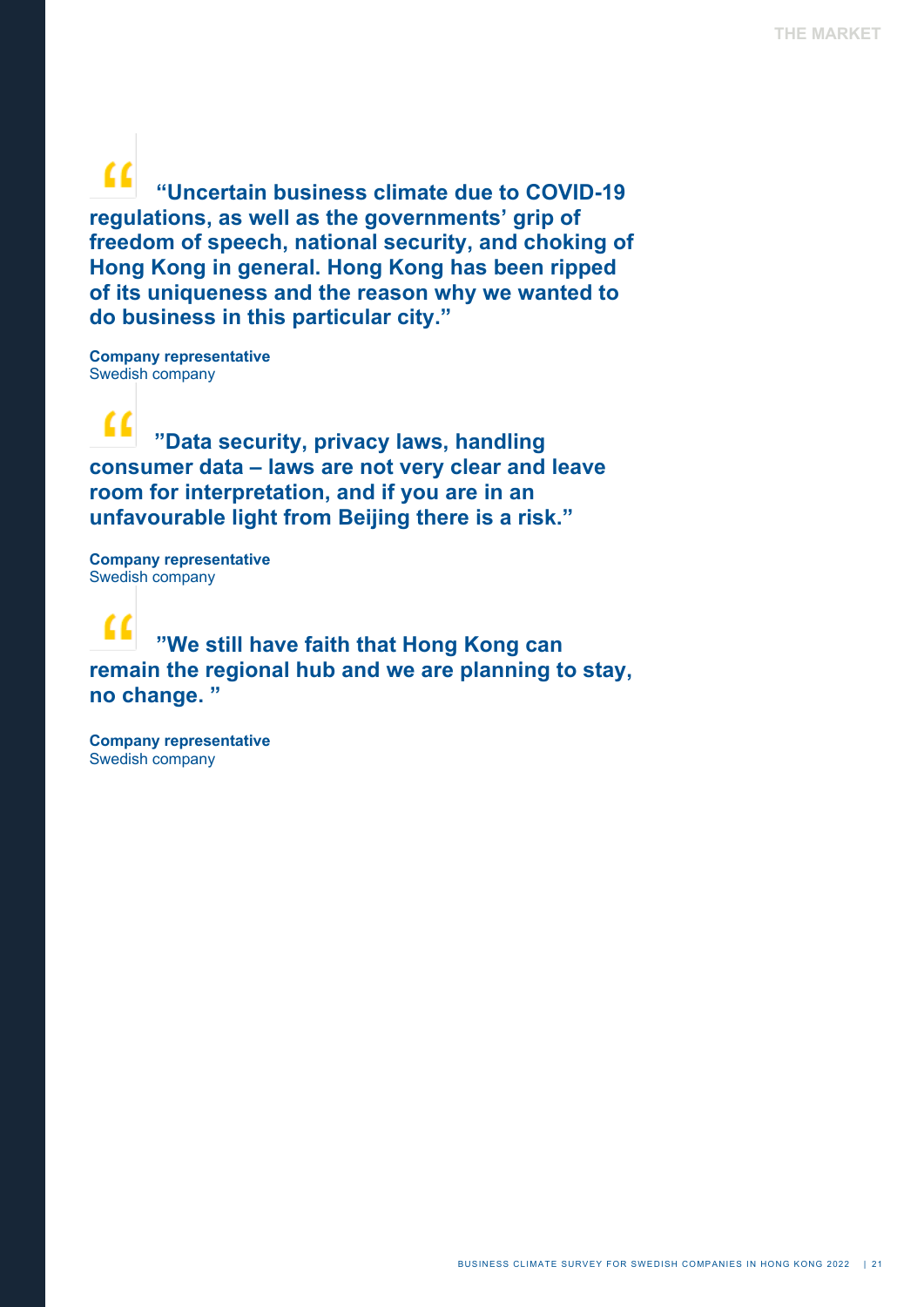> **“Uncertain business climate due to COVID-19 regulations, as well as the governments’ grip of freedom of speech, national security, and choking of Hong Kong in general. Hong Kong has been ripped of its uniqueness and the reason why we wanted to do business in this particular city.”**

**Company representative**
Swedish company

> **”Data security, privacy laws, handling consumer data – laws are not very clear and leave room for interpretation, and if you are in an unfavourable light from Beijing there is a risk.”**

**Company representative**
Swedish company

> **”We still have faith that Hong Kong can remain the regional hub and we are planning to stay, no change. ”**

**Company representative**
Swedish company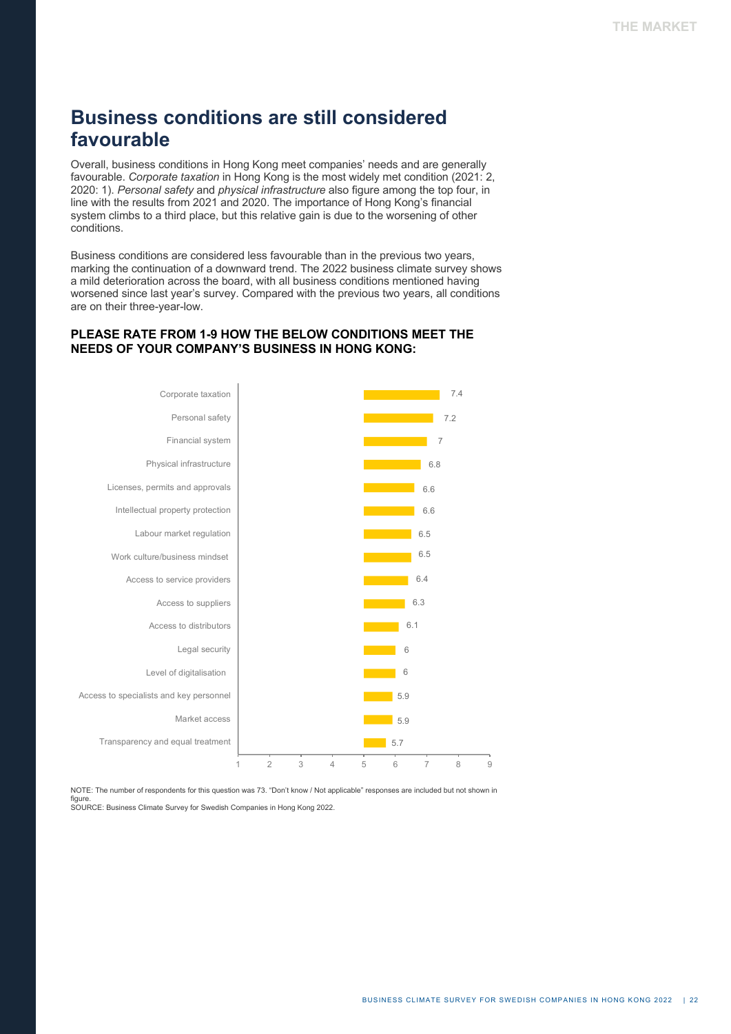# Business conditions are still considered favourable

Overall, business conditions in Hong Kong meet companies' needs and are generally favourable. *Corporate taxation* in Hong Kong is the most widely met condition (2021: 2, 2020: 1). *Personal safety* and *physical infrastructure* also figure among the top four, in line with the results from 2021 and 2020. The importance of Hong Kong's financial system climbs to a third place, but this relative gain is due to the worsening of other conditions.

Business conditions are considered less favourable than in the previous two years, marking the continuation of a downward trend. The 2022 business climate survey shows a mild deterioration across the board, with all business conditions mentioned having worsened since last year's survey. Compared with the previous two years, all conditions are on their three-year-low.

**PLEASE RATE FROM 1-9 HOW THE BELOW CONDITIONS MEET THE NEEDS OF YOUR COMPANY'S BUSINESS IN HONG KONG:**

| Condition | Rating |
|---|---|
| Corporate taxation | 7.4 |
| Personal safety | 7.2 |
| Financial system | 7 |
| Physical infrastructure | 6.8 |
| Licenses, permits and approvals | 6.6 |
| Intellectual property protection | 6.6 |
| Labour market regulation | 6.5 |
| Work culture/business mindset | 6.5 |
| Access to service providers | 6.4 |
| Access to suppliers | 6.3 |
| Access to distributors | 6.1 |
| Legal security | 6 |
| Level of digitalisation | 6 |
| Access to specialists and key personnel | 5.9 |
| Market access | 5.9 |
| Transparency and equal treatment | 5.7 |

NOTE: The number of respondents for this question was 73. "Don't know / Not applicable" responses are included but not shown in figure.
SOURCE: Business Climate Survey for Swedish Companies in Hong Kong 2022.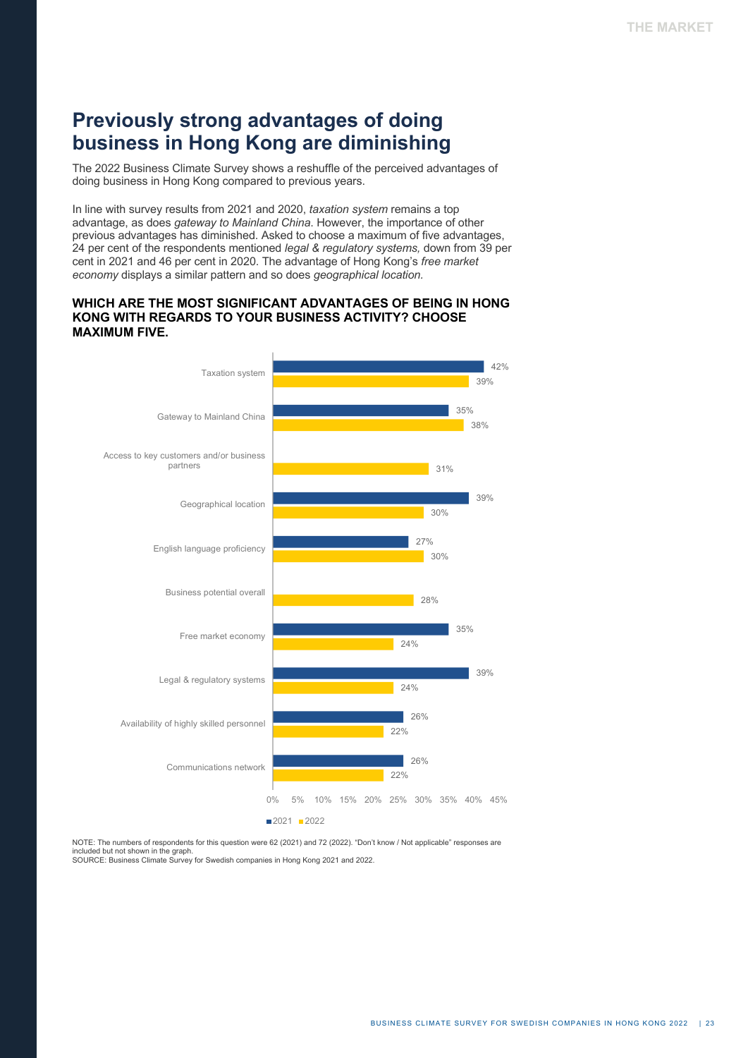# Previously strong advantages of doing business in Hong Kong are diminishing

The 2022 Business Climate Survey shows a reshuffle of the perceived advantages of doing business in Hong Kong compared to previous years.

In line with survey results from 2021 and 2020, *taxation system* remains a top advantage, as does *gateway to Mainland China*. However, the importance of other previous advantages has diminished. Asked to choose a maximum of five advantages, 24 per cent of the respondents mentioned *legal & regulatory systems,* down from 39 per cent in 2021 and 46 per cent in 2020. The advantage of Hong Kong's *free market economy* displays a similar pattern and so does *geographical location.*

### WHICH ARE THE MOST SIGNIFICANT ADVANTAGES OF BEING IN HONG KONG WITH REGARDS TO YOUR BUSINESS ACTIVITY? CHOOSE MAXIMUM FIVE.

| Advantage | 2021 | 2022 |
|---|---|---|
| Taxation system | 42% | 39% |
| Gateway to Mainland China | 35% | 38% |
| Access to key customers and/or business partners | | 31% |
| Geographical location | 39% | 30% |
| English language proficiency | 27% | 30% |
| Business potential overall | | 28% |
| Free market economy | 35% | 24% |
| Legal & regulatory systems | 39% | 24% |
| Availability of highly skilled personnel | 26% | 22% |
| Communications network | 26% | 22% |

NOTE: The numbers of respondents for this question were 62 (2021) and 72 (2022). "Don't know / Not applicable" responses are included but not shown in the graph.
SOURCE: Business Climate Survey for Swedish companies in Hong Kong 2021 and 2022.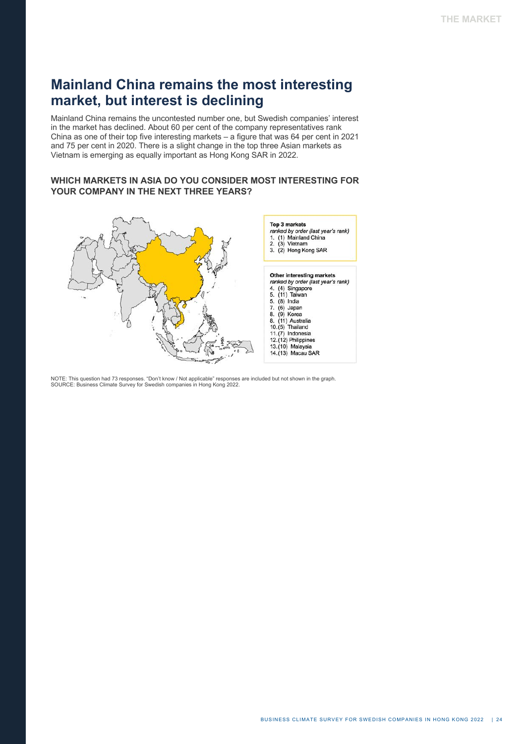# Mainland China remains the most interesting market, but interest is declining

Mainland China remains the uncontested number one, but Swedish companies' interest in the market has declined. About 60 per cent of the company representatives rank China as one of their top five interesting markets – a figure that was 64 per cent in 2021 and 75 per cent in 2020. There is a slight change in the top three Asian markets as Vietnam is emerging as equally important as Hong Kong SAR in 2022.

### WHICH MARKETS IN ASIA DO YOU CONSIDER MOST INTERESTING FOR YOUR COMPANY IN THE NEXT THREE YEARS?

**Top 3 markets**
*ranked by order (last year's rank)*
1. (1) Mainland China
2. (3) Vietnam
3. (2) Hong Kong SAR

**Other interesting markets**
*ranked by order (last year's rank)*
4. (4) Singapore
5. (11) Taiwan
5. (8) India
7. (6) Japan
8. (9) Korea
8. (11) Australia
10. (5) Thailand
11. (7) Indonesia
12. (12) Philippines
13. (10) Malaysia
14. (13) Macau SAR

NOTE: This question had 73 responses. "Don't know / Not applicable" responses are included but not shown in the graph.
SOURCE: Business Climate Survey for Swedish companies in Hong Kong 2022.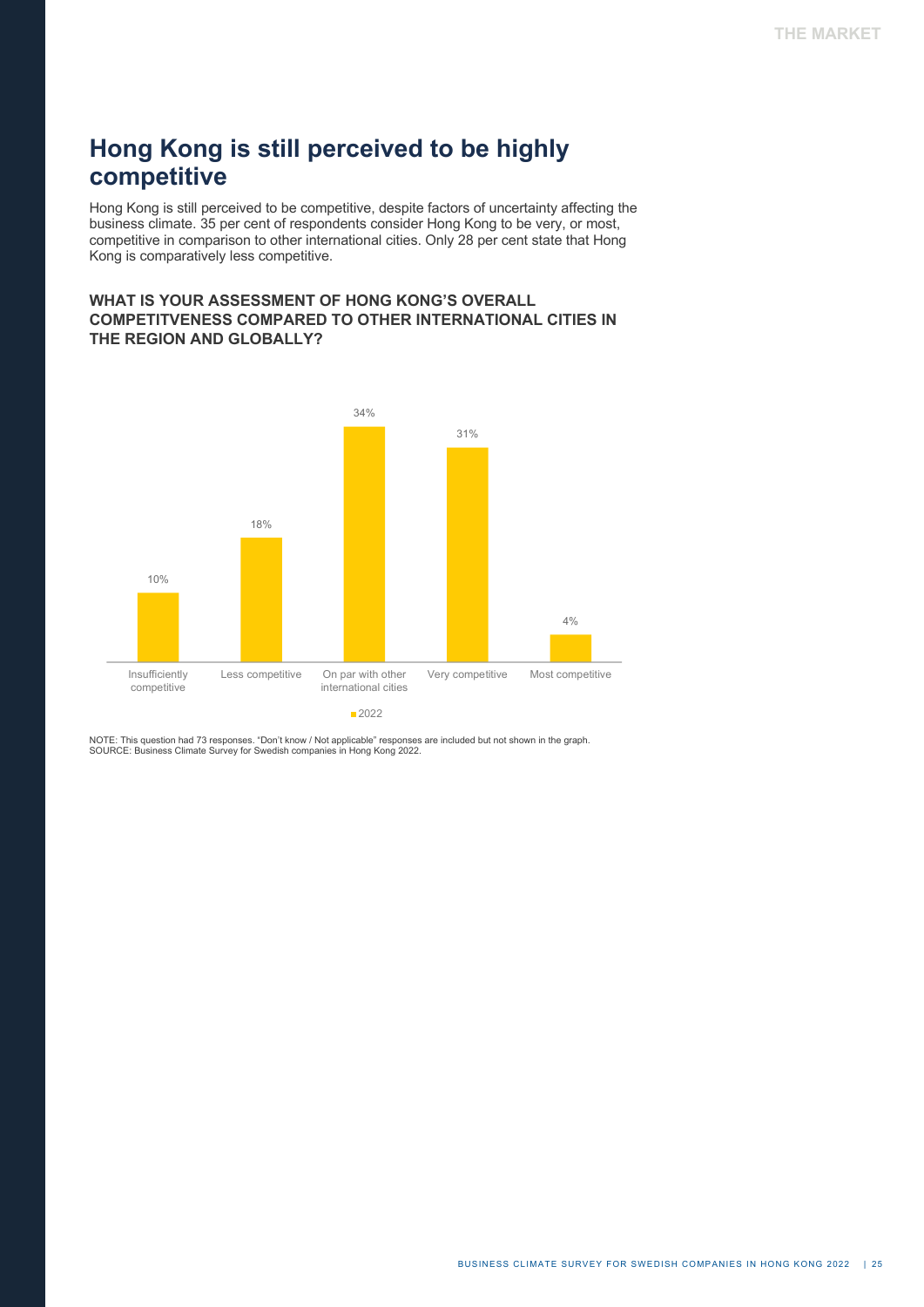# Hong Kong is still perceived to be highly competitive

Hong Kong is still perceived to be competitive, despite factors of uncertainty affecting the business climate. 35 per cent of respondents consider Hong Kong to be very, or most, competitive in comparison to other international cities. Only 28 per cent state that Hong Kong is comparatively less competitive.

### WHAT IS YOUR ASSESSMENT OF HONG KONG'S OVERALL COMPETITVENESS COMPARED TO OTHER INTERNATIONAL CITIES IN THE REGION AND GLOBALLY?

| | 2022 |
|---|---|
| Insufficiently competitive | 10% |
| Less competitive | 18% |
| On par with other international cities | 34% |
| Very competitive | 31% |
| Most competitive | 4% |

NOTE: This question had 73 responses. "Don't know / Not applicable" responses are included but not shown in the graph.
SOURCE: Business Climate Survey for Swedish companies in Hong Kong 2022.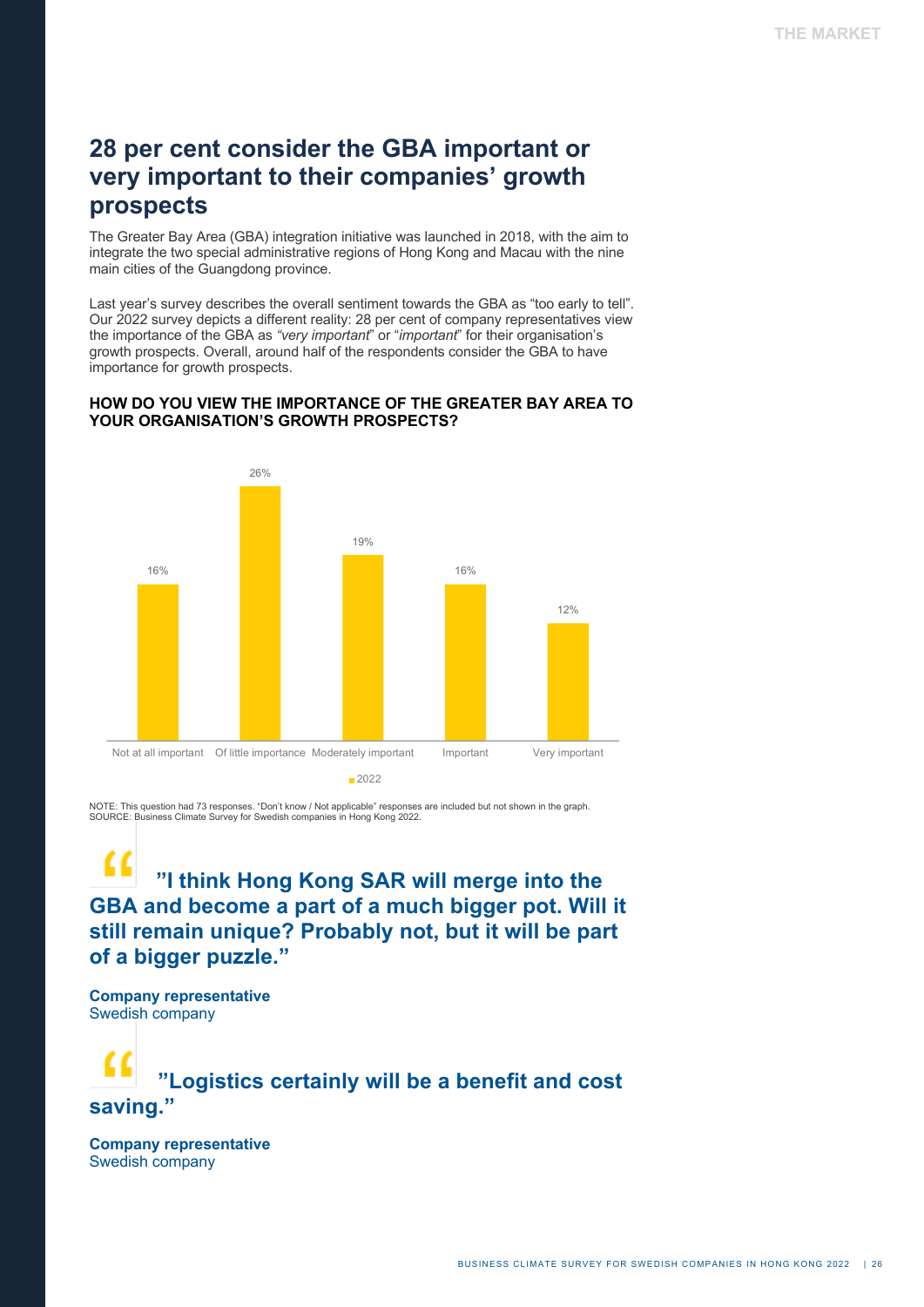## 28 per cent consider the GBA important or very important to their companies' growth prospects

The Greater Bay Area (GBA) integration initiative was launched in 2018, with the aim to integrate the two special administrative regions of Hong Kong and Macau with the nine main cities of the Guangdong province.

Last year's survey describes the overall sentiment towards the GBA as "too early to tell". Our 2022 survey depicts a different reality: 28 per cent of company representatives view the importance of the GBA as *"very important*" or "*important*" for their organisation's growth prospects. Overall, around half of the respondents consider the GBA to have importance for growth prospects.

**HOW DO YOU VIEW THE IMPORTANCE OF THE GREATER BAY AREA TO YOUR ORGANISATION'S GROWTH PROSPECTS?**

| | 2022 |
|---|---|
| Not at all important | 16% |
| Of little importance | 26% |
| Moderately important | 19% |
| Important | 16% |
| Very important | 12% |

NOTE: This question had 73 responses. "Don't know / Not applicable" responses are included but not shown in the graph.
SOURCE: Business Climate Survey for Swedish companies in Hong Kong 2022.

> **"I think Hong Kong SAR will merge into the GBA and become a part of a much bigger pot. Will it still remain unique? Probably not, but it will be part of a bigger puzzle."**

**Company representative**
Swedish company

> **"Logistics certainly will be a benefit and cost saving."**

**Company representative**
Swedish company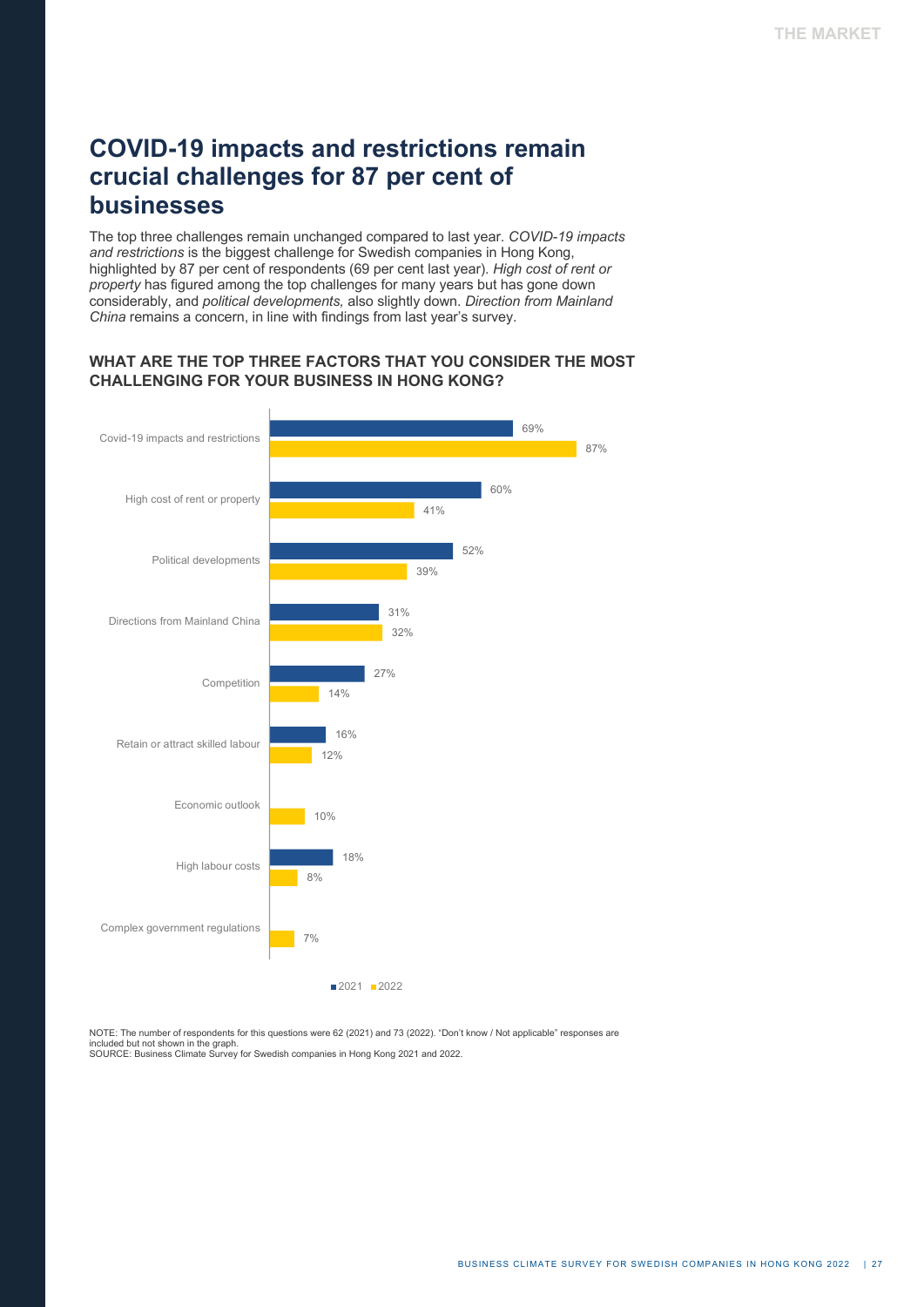# COVID-19 impacts and restrictions remain crucial challenges for 87 per cent of businesses

The top three challenges remain unchanged compared to last year. *COVID-19 impacts and restrictions* is the biggest challenge for Swedish companies in Hong Kong, highlighted by 87 per cent of respondents (69 per cent last year). *High cost of rent or property* has figured among the top challenges for many years but has gone down considerably, and *political developments,* also slightly down. *Direction from Mainland China* remains a concern, in line with findings from last year's survey.

### WHAT ARE THE TOP THREE FACTORS THAT YOU CONSIDER THE MOST CHALLENGING FOR YOUR BUSINESS IN HONG KONG?

| Factor | 2021 | 2022 |
|---|---|---|
| Covid-19 impacts and restrictions | 69% | 87% |
| High cost of rent or property | 60% | 41% |
| Political developments | 52% | 39% |
| Directions from Mainland China | 31% | 32% |
| Competition | 27% | 14% |
| Retain or attract skilled labour | 16% | 12% |
| Economic outlook | | 10% |
| High labour costs | 18% | 8% |
| Complex government regulations | | 7% |

NOTE: The number of respondents for this questions were 62 (2021) and 73 (2022). "Don't know / Not applicable" responses are included but not shown in the graph.
SOURCE: Business Climate Survey for Swedish companies in Hong Kong 2021 and 2022.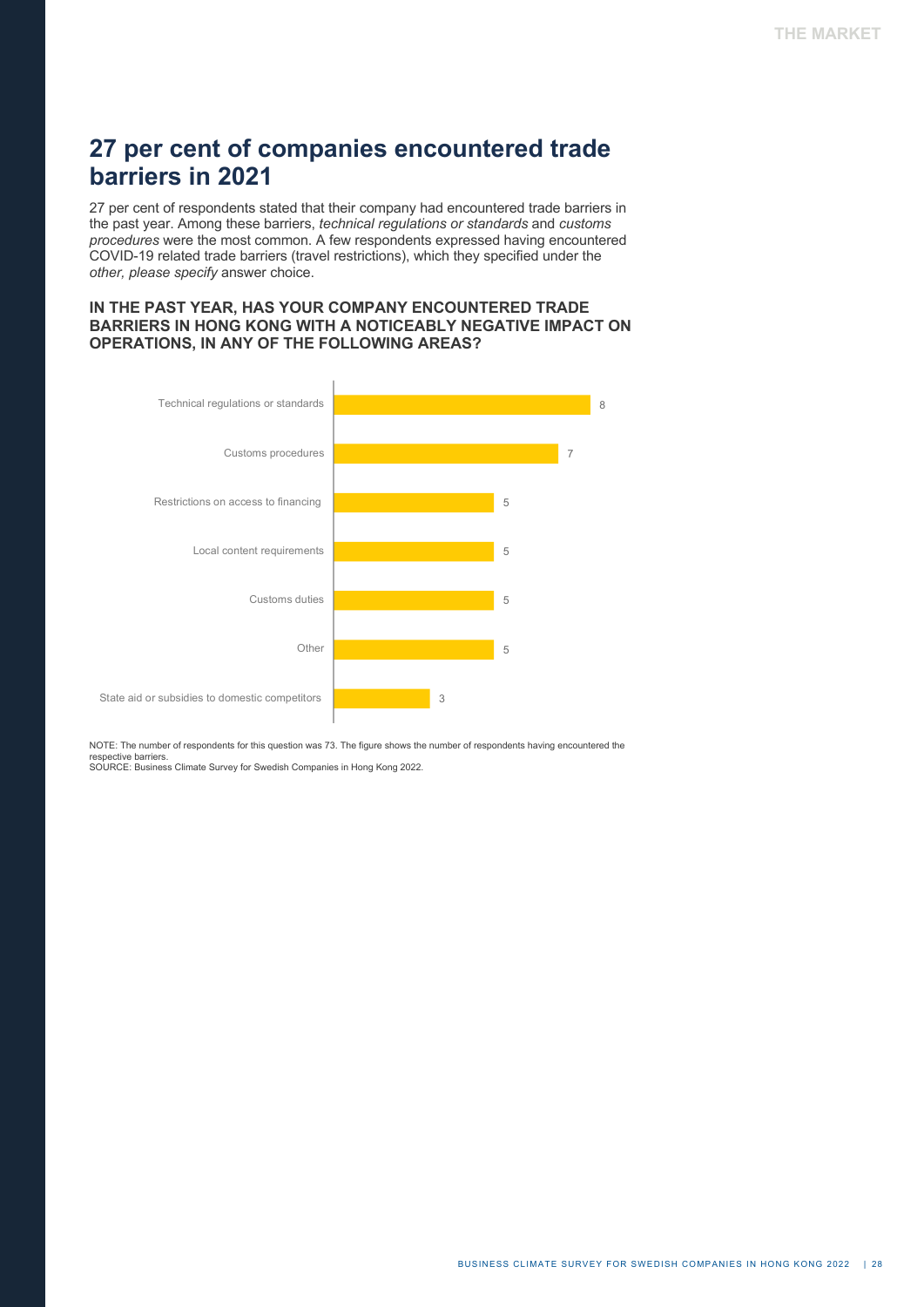# 27 per cent of companies encountered trade barriers in 2021

27 per cent of respondents stated that their company had encountered trade barriers in the past year. Among these barriers, *technical regulations or standards* and *customs procedures* were the most common. A few respondents expressed having encountered COVID-19 related trade barriers (travel restrictions), which they specified under the *other, please specify* answer choice.

### IN THE PAST YEAR, HAS YOUR COMPANY ENCOUNTERED TRADE BARRIERS IN HONG KONG WITH A NOTICEABLY NEGATIVE IMPACT ON OPERATIONS, IN ANY OF THE FOLLOWING AREAS?

| Barrier | Number of respondents |
| --- | --- |
| Technical regulations or standards | 8 |
| Customs procedures | 7 |
| Restrictions on access to financing | 5 |
| Local content requirements | 5 |
| Customs duties | 5 |
| Other | 5 |
| State aid or subsidies to domestic competitors | 3 |

NOTE: The number of respondents for this question was 73. The figure shows the number of respondents having encountered the respective barriers.
SOURCE: Business Climate Survey for Swedish Companies in Hong Kong 2022.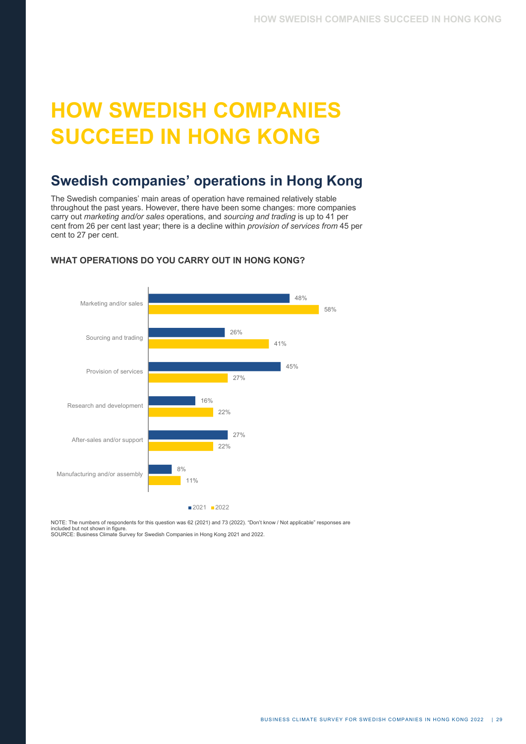# HOW SWEDISH COMPANIES SUCCEED IN HONG KONG

## Swedish companies' operations in Hong Kong

The Swedish companies' main areas of operation have remained relatively stable throughout the past years. However, there have been some changes: more companies carry out *marketing and/or sales* operations, and *sourcing and trading* is up to 41 per cent from 26 per cent last year; there is a decline within *provision of services from* 45 per cent to 27 per cent.

### WHAT OPERATIONS DO YOU CARRY OUT IN HONG KONG?

| | 2021 | 2022 |
|---|---|---|
| Marketing and/or sales | 48% | 58% |
| Sourcing and trading | 26% | 41% |
| Provision of services | 45% | 27% |
| Research and development | 16% | 22% |
| After-sales and/or support | 27% | 22% |
| Manufacturing and/or assembly | 8% | 11% |

NOTE: The numbers of respondents for this question was 62 (2021) and 73 (2022). "Don't know / Not applicable" responses are included but not shown in figure.
SOURCE: Business Climate Survey for Swedish Companies in Hong Kong 2021 and 2022.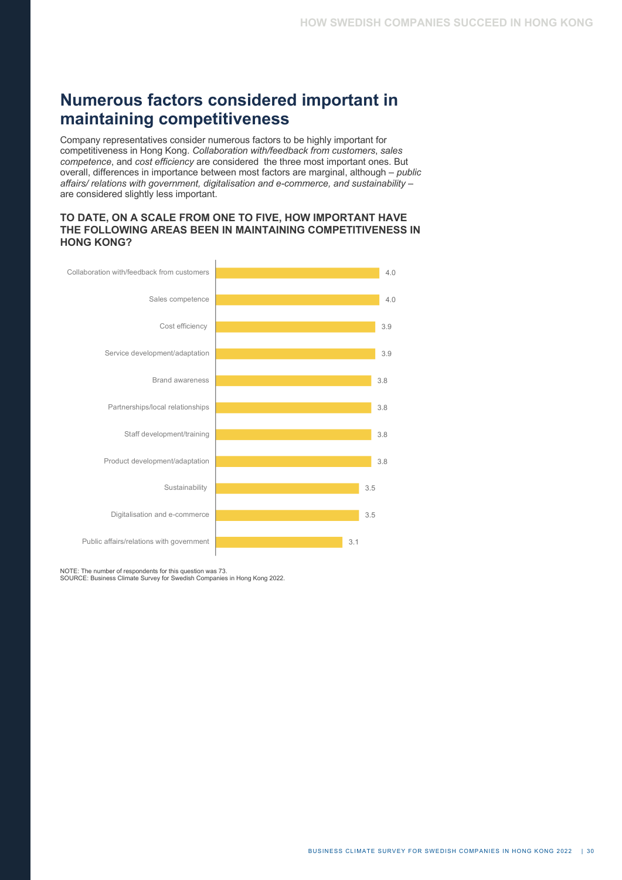# Numerous factors considered important in maintaining competitiveness

Company representatives consider numerous factors to be highly important for competitiveness in Hong Kong. *Collaboration with/feedback from customers*, *sales competence*, and *cost efficiency* are considered the three most important ones. But overall, differences in importance between most factors are marginal, although – *public affairs/ relations with government, digitalisation and e-commerce, and sustainability* – are considered slightly less important.

### TO DATE, ON A SCALE FROM ONE TO FIVE, HOW IMPORTANT HAVE THE FOLLOWING AREAS BEEN IN MAINTAINING COMPETITIVENESS IN HONG KONG?

| Area | Score |
|---|---|
| Collaboration with/feedback from customers | 4.0 |
| Sales competence | 4.0 |
| Cost efficiency | 3.9 |
| Service development/adaptation | 3.9 |
| Brand awareness | 3.8 |
| Partnerships/local relationships | 3.8 |
| Staff development/training | 3.8 |
| Product development/adaptation | 3.8 |
| Sustainability | 3.5 |
| Digitalisation and e-commerce | 3.5 |
| Public affairs/relations with government | 3.1 |

NOTE: The number of respondents for this question was 73.
SOURCE: Business Climate Survey for Swedish Companies in Hong Kong 2022.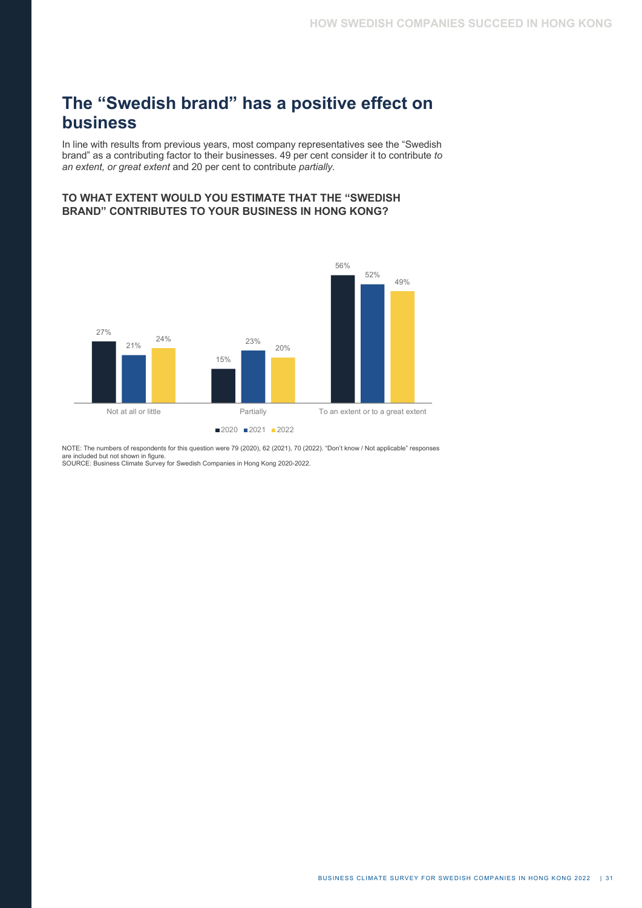# The "Swedish brand" has a positive effect on business

In line with results from previous years, most company representatives see the "Swedish brand" as a contributing factor to their businesses. 49 per cent consider it to contribute *to an extent, or great extent* and 20 per cent to contribute *partially*.

### TO WHAT EXTENT WOULD YOU ESTIMATE THAT THE "SWEDISH BRAND" CONTRIBUTES TO YOUR BUSINESS IN HONG KONG?

| | 2020 | 2021 | 2022 |
|---|---|---|---|
| Not at all or little | 27% | 21% | 24% |
| Partially | 15% | 23% | 20% |
| To an extent or to a great extent | 56% | 52% | 49% |

NOTE: The numbers of respondents for this question were 79 (2020), 62 (2021), 70 (2022). "Don't know / Not applicable" responses are included but not shown in figure.
SOURCE: Business Climate Survey for Swedish Companies in Hong Kong 2020-2022.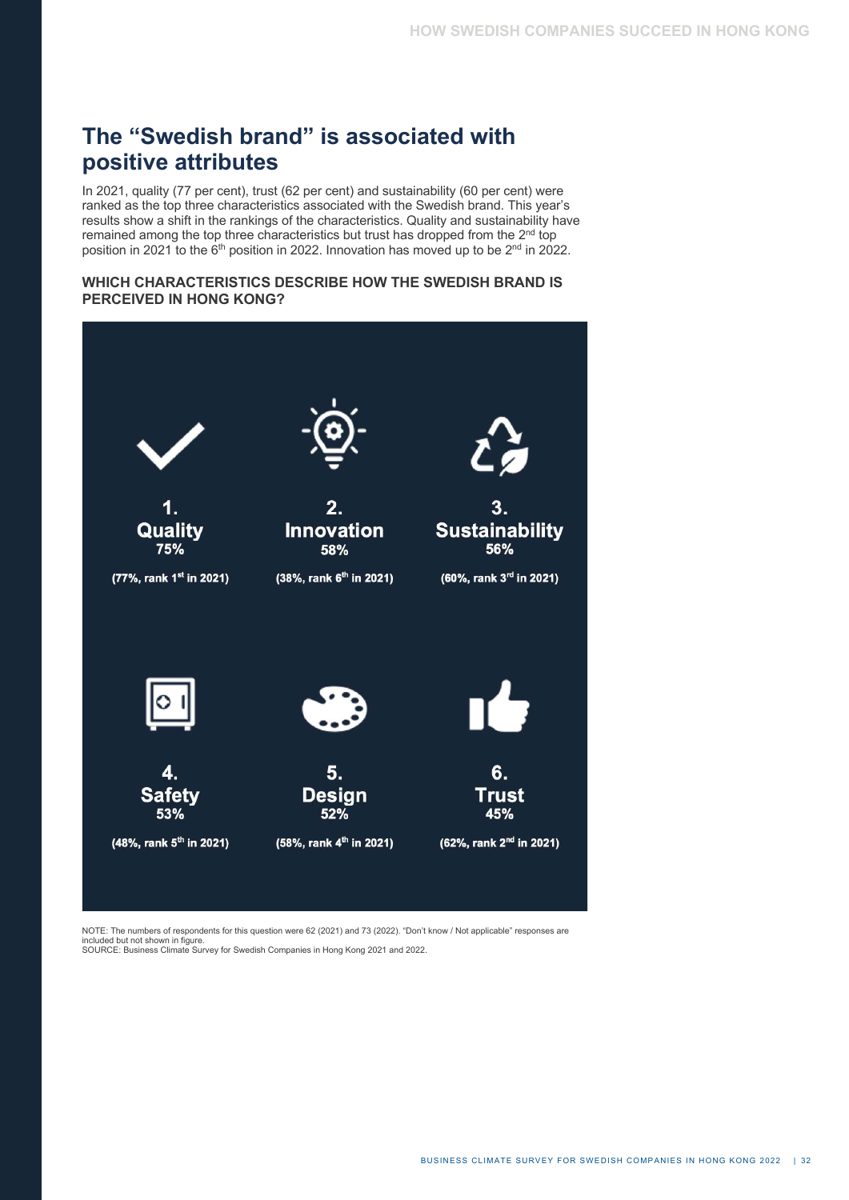## The "Swedish brand" is associated with positive attributes

In 2021, quality (77 per cent), trust (62 per cent) and sustainability (60 per cent) were ranked as the top three characteristics associated with the Swedish brand. This year's results show a shift in the rankings of the characteristics. Quality and sustainability have remained among the top three characteristics but trust has dropped from the 2nd top position in 2021 to the 6th position in 2022. Innovation has moved up to be 2nd in 2022.

**WHICH CHARACTERISTICS DESCRIBE HOW THE SWEDISH BRAND IS PERCEIVED IN HONG KONG?**

**1. Quality**
75%
(77%, rank 1st in 2021)

**2. Innovation**
58%
(38%, rank 6th in 2021)

**3. Sustainability**
56%
(60%, rank 3rd in 2021)

**4. Safety**
53%
(48%, rank 5th in 2021)

**5. Design**
52%
(58%, rank 4th in 2021)

**6. Trust**
45%
(62%, rank 2nd in 2021)

NOTE: The numbers of respondents for this question were 62 (2021) and 73 (2022). "Don't know / Not applicable" responses are included but not shown in figure.
SOURCE: Business Climate Survey for Swedish Companies in Hong Kong 2021 and 2022.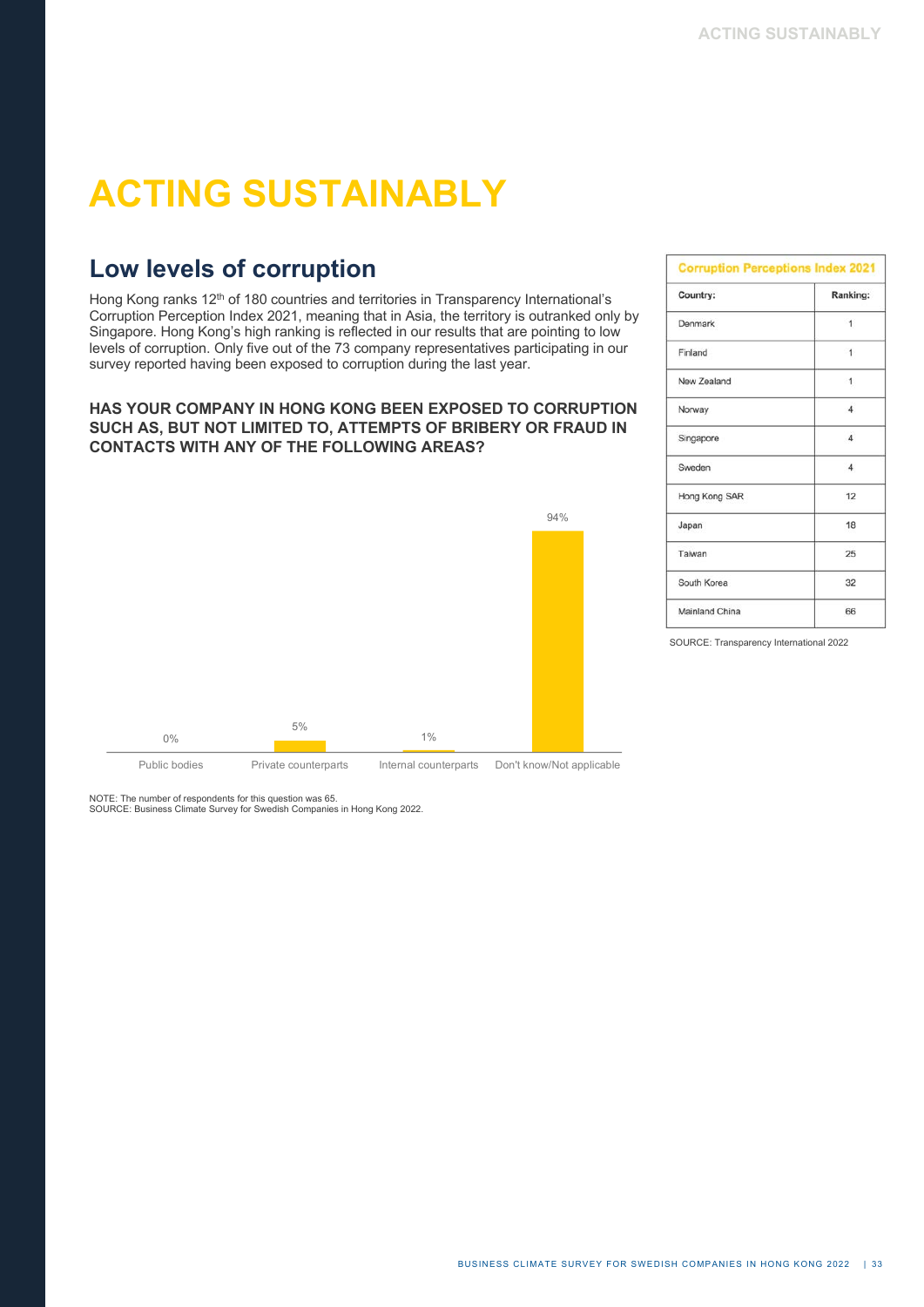# ACTING SUSTAINABLY

## Low levels of corruption

Hong Kong ranks 12th of 180 countries and territories in Transparency International's Corruption Perception Index 2021, meaning that in Asia, the territory is outranked only by Singapore. Hong Kong's high ranking is reflected in our results that are pointing to low levels of corruption. Only five out of the 73 company representatives participating in our survey reported having been exposed to corruption during the last year.

**HAS YOUR COMPANY IN HONG KONG BEEN EXPOSED TO CORRUPTION SUCH AS, BUT NOT LIMITED TO, ATTEMPTS OF BRIBERY OR FRAUD IN CONTACTS WITH ANY OF THE FOLLOWING AREAS?**

| Area | Share |
|---|---|
| Public bodies | 0% |
| Private counterparts | 5% |
| Internal counterparts | 1% |
| Don't know/Not applicable | 94% |

NOTE: The number of respondents for this question was 65.
SOURCE: Business Climate Survey for Swedish Companies in Hong Kong 2022.

**Corruption Perceptions Index 2021**

| Country: | Ranking: |
|---|---|
| Denmark | 1 |
| Finland | 1 |
| New Zealand | 1 |
| Norway | 4 |
| Singapore | 4 |
| Sweden | 4 |
| Hong Kong SAR | 12 |
| Japan | 18 |
| Taiwan | 25 |
| South Korea | 32 |
| Mainland China | 66 |

SOURCE: Transparency International 2022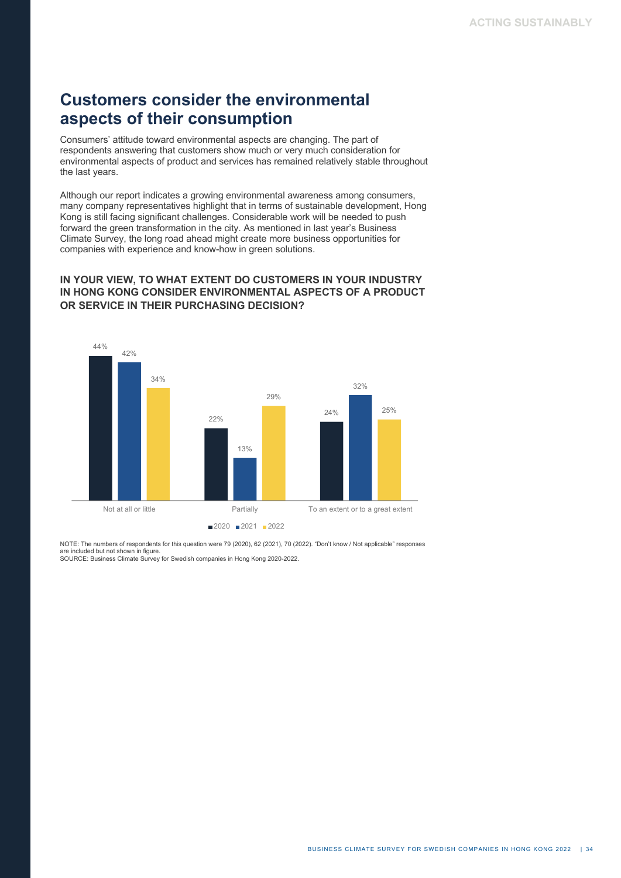## Customers consider the environmental aspects of their consumption

Consumers' attitude toward environmental aspects are changing. The part of respondents answering that customers show much or very much consideration for environmental aspects of product and services has remained relatively stable throughout the last years.

Although our report indicates a growing environmental awareness among consumers, many company representatives highlight that in terms of sustainable development, Hong Kong is still facing significant challenges. Considerable work will be needed to push forward the green transformation in the city. As mentioned in last year's Business Climate Survey, the long road ahead might create more business opportunities for companies with experience and know-how in green solutions.

### IN YOUR VIEW, TO WHAT EXTENT DO CUSTOMERS IN YOUR INDUSTRY IN HONG KONG CONSIDER ENVIRONMENTAL ASPECTS OF A PRODUCT OR SERVICE IN THEIR PURCHASING DECISION?

| | 2020 | 2021 | 2022 |
|---|---|---|---|
| Not at all or little | 44% | 42% | 34% |
| Partially | 22% | 13% | 29% |
| To an extent or to a great extent | 24% | 32% | 25% |

NOTE: The numbers of respondents for this question were 79 (2020), 62 (2021), 70 (2022). "Don't know / Not applicable" responses are included but not shown in figure.
SOURCE: Business Climate Survey for Swedish companies in Hong Kong 2020-2022.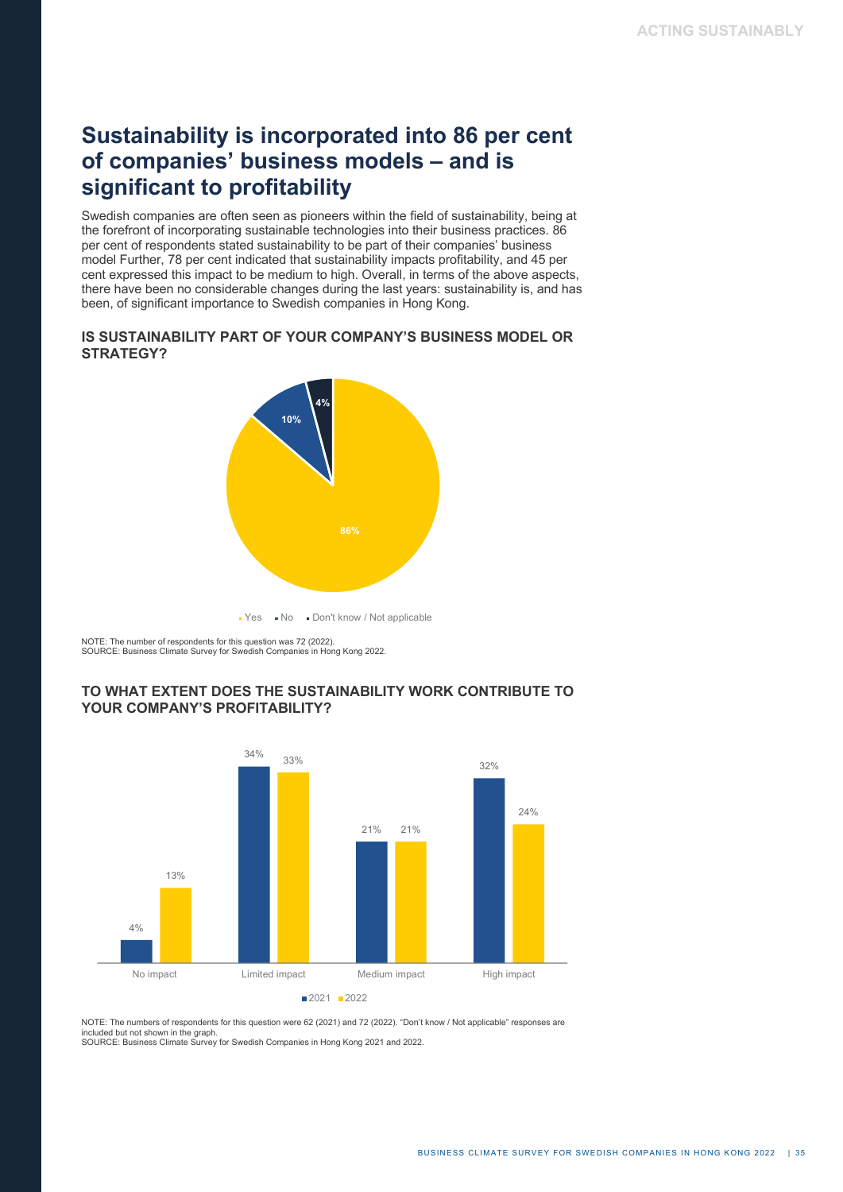## Sustainability is incorporated into 86 per cent of companies' business models – and is significant to profitability

Swedish companies are often seen as pioneers within the field of sustainability, being at the forefront of incorporating sustainable technologies into their business practices. 86 per cent of respondents stated sustainability to be part of their companies' business model Further, 78 per cent indicated that sustainability impacts profitability, and 45 per cent expressed this impact to be medium to high. Overall, in terms of the above aspects, there have been no considerable changes during the last years: sustainability is, and has been, of significant importance to Swedish companies in Hong Kong.

### IS SUSTAINABILITY PART OF YOUR COMPANY'S BUSINESS MODEL OR STRATEGY?

| Response | Share |
|---|---|
| Yes | 86% |
| No | 10% |
| Don't know / Not applicable | 4% |

NOTE: The number of respondents for this question was 72 (2022).
SOURCE: Business Climate Survey for Swedish Companies in Hong Kong 2022.

### TO WHAT EXTENT DOES THE SUSTAINABILITY WORK CONTRIBUTE TO YOUR COMPANY'S PROFITABILITY?

| | 2021 | 2022 |
|---|---|---|
| No impact | 4% | 13% |
| Limited impact | 34% | 33% |
| Medium impact | 21% | 21% |
| High impact | 32% | 24% |

NOTE: The numbers of respondents for this question were 62 (2021) and 72 (2022). "Don't know / Not applicable" responses are included but not shown in the graph.
SOURCE: Business Climate Survey for Swedish Companies in Hong Kong 2021 and 2022.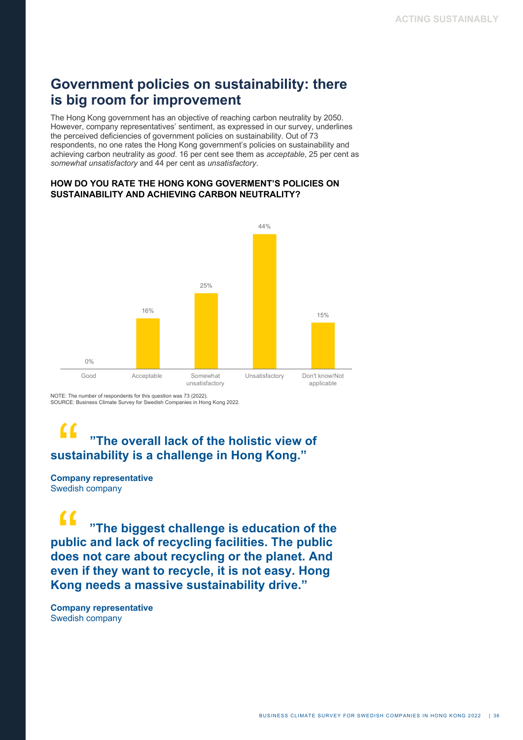## Government policies on sustainability: there is big room for improvement

The Hong Kong government has an objective of reaching carbon neutrality by 2050. However, company representatives' sentiment, as expressed in our survey, underlines the perceived deficiencies of government policies on sustainability. Out of 73 respondents, no one rates the Hong Kong government's policies on sustainability and achieving carbon neutrality as *good*. 16 per cent see them as *acceptable*, 25 per cent as *somewhat unsatisfactory* and 44 per cent as *unsatisfactory*.

**HOW DO YOU RATE THE HONG KONG GOVERMENT'S POLICIES ON SUSTAINABILITY AND ACHIEVING CARBON NEUTRALITY?**

| Good | Acceptable | Somewhat unsatisfactory | Unsatisfactory | Don't know/Not applicable |
|---|---|---|---|---|
| 0% | 16% | 25% | 44% | 15% |

NOTE: The number of respondents for this question was 73 (2022).
SOURCE: Business Climate Survey for Swedish Companies in Hong Kong 2022.

> **"The overall lack of the holistic view of sustainability is a challenge in Hong Kong."**

**Company representative**
Swedish company

> **"The biggest challenge is education of the public and lack of recycling facilities. The public does not care about recycling or the planet. And even if they want to recycle, it is not easy. Hong Kong needs a massive sustainability drive."**

**Company representative**
Swedish company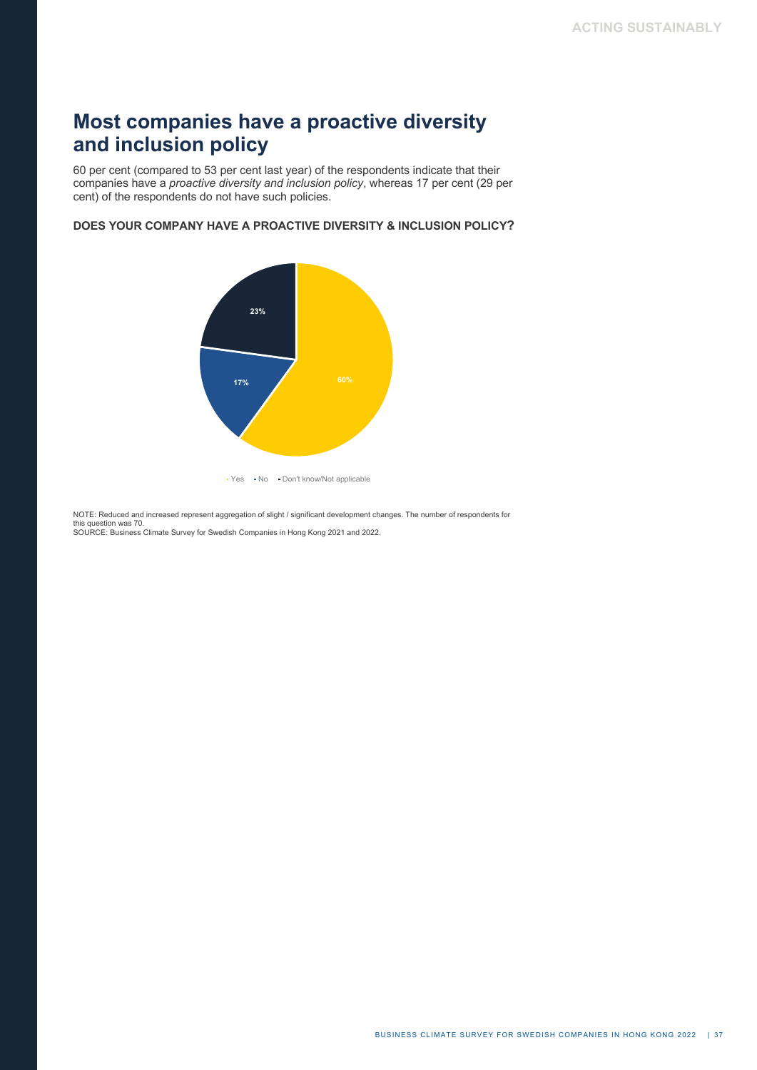# Most companies have a proactive diversity and inclusion policy

60 per cent (compared to 53 per cent last year) of the respondents indicate that their companies have a *proactive diversity and inclusion policy*, whereas 17 per cent (29 per cent) of the respondents do not have such policies.

**DOES YOUR COMPANY HAVE A PROACTIVE DIVERSITY & INCLUSION POLICY?**

| Response | Share |
| --- | --- |
| Yes | 60% |
| No | 17% |
| Don't know/Not applicable | 23% |

NOTE: Reduced and increased represent aggregation of slight / significant development changes. The number of respondents for this question was 70.
SOURCE: Business Climate Survey for Swedish Companies in Hong Kong 2021 and 2022.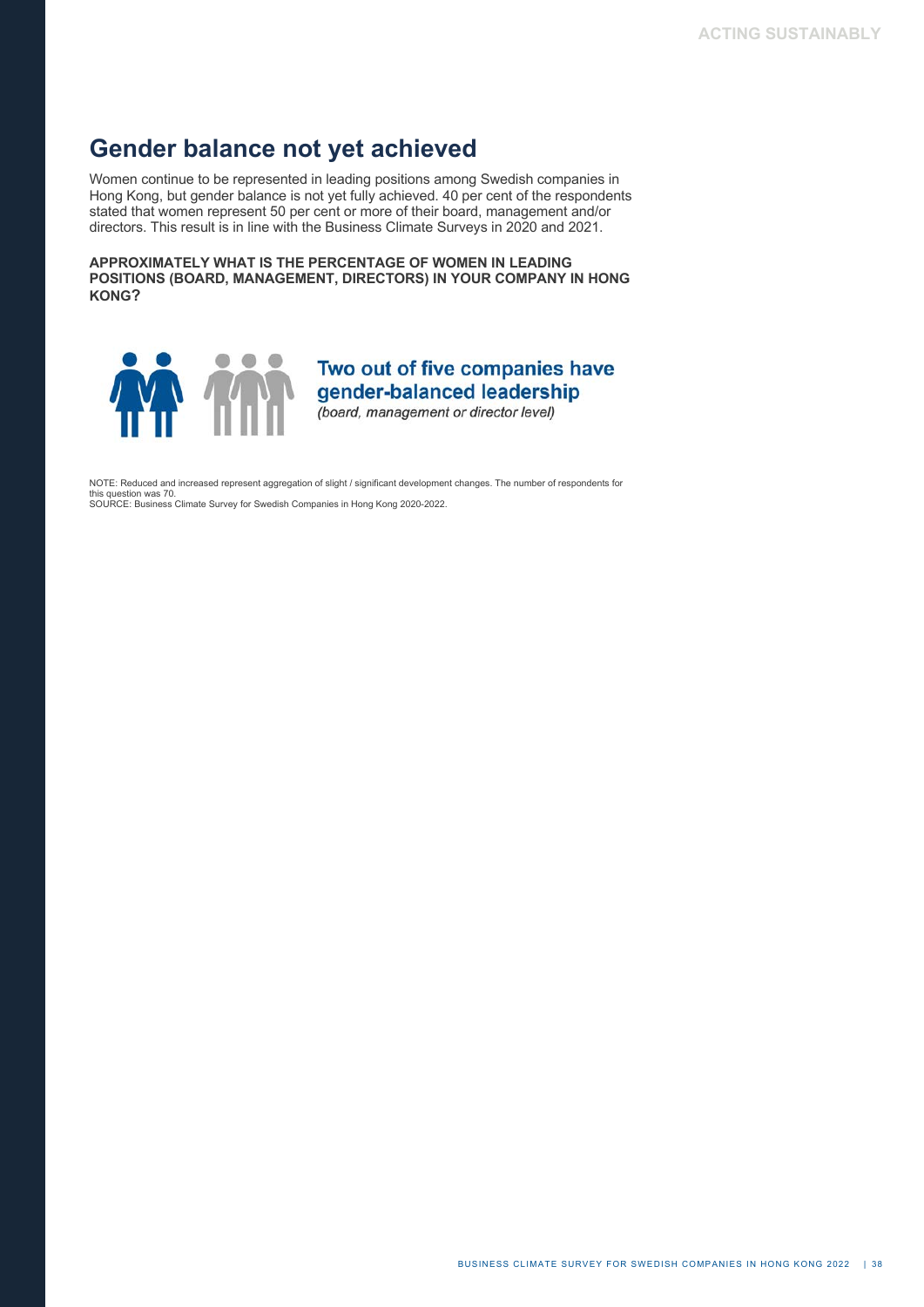## Gender balance not yet achieved

Women continue to be represented in leading positions among Swedish companies in Hong Kong, but gender balance is not yet fully achieved. 40 per cent of the respondents stated that women represent 50 per cent or more of their board, management and/or directors. This result is in line with the Business Climate Surveys in 2020 and 2021.

**APPROXIMATELY WHAT IS THE PERCENTAGE OF WOMEN IN LEADING POSITIONS (BOARD, MANAGEMENT, DIRECTORS) IN YOUR COMPANY IN HONG KONG?**

**Two out of five companies have gender-balanced leadership**
*(board, management or director level)*

NOTE: Reduced and increased represent aggregation of slight / significant development changes. The number of respondents for this question was 70.
SOURCE: Business Climate Survey for Swedish Companies in Hong Kong 2020-2022.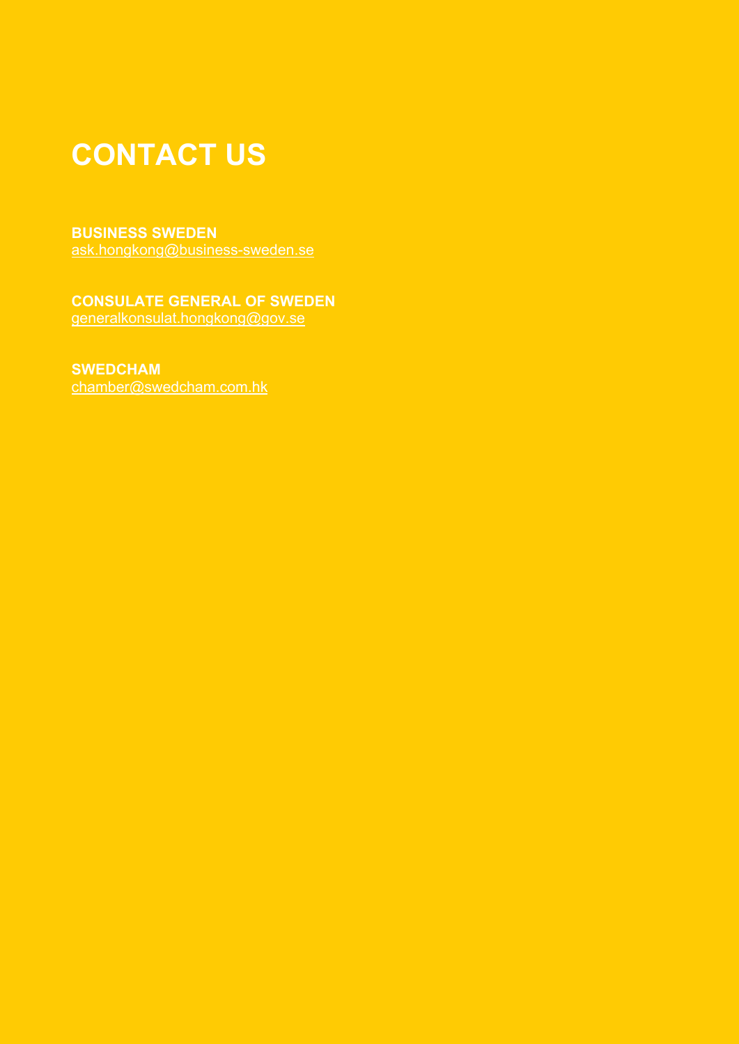# CONTACT US

**BUSINESS SWEDEN**
ask.hongkong@business-sweden.se

**CONSULATE GENERAL OF SWEDEN**
generalkonsulat.hongkong@gov.se

**SWEDCHAM**
chamber@swedcham.com.hk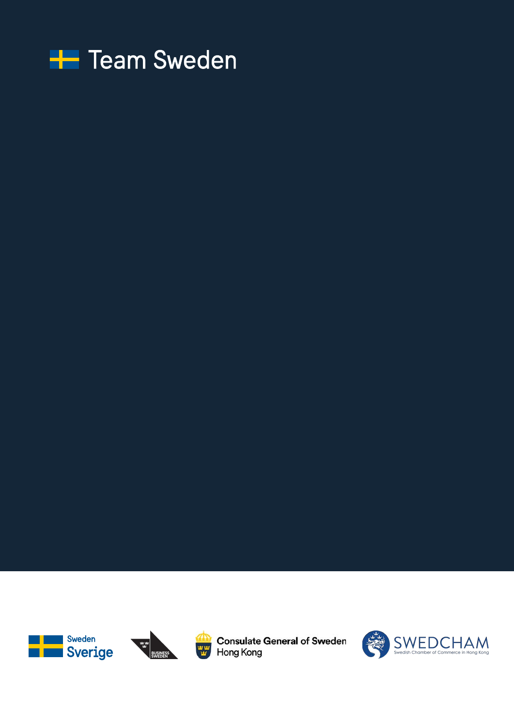# Team Sweden

Sweden Sverige

BUSINESS SWEDEN

Consulate General of Sweden Hong Kong

SWEDCHAM
Swedish Chamber of Commerce in Hong Kong